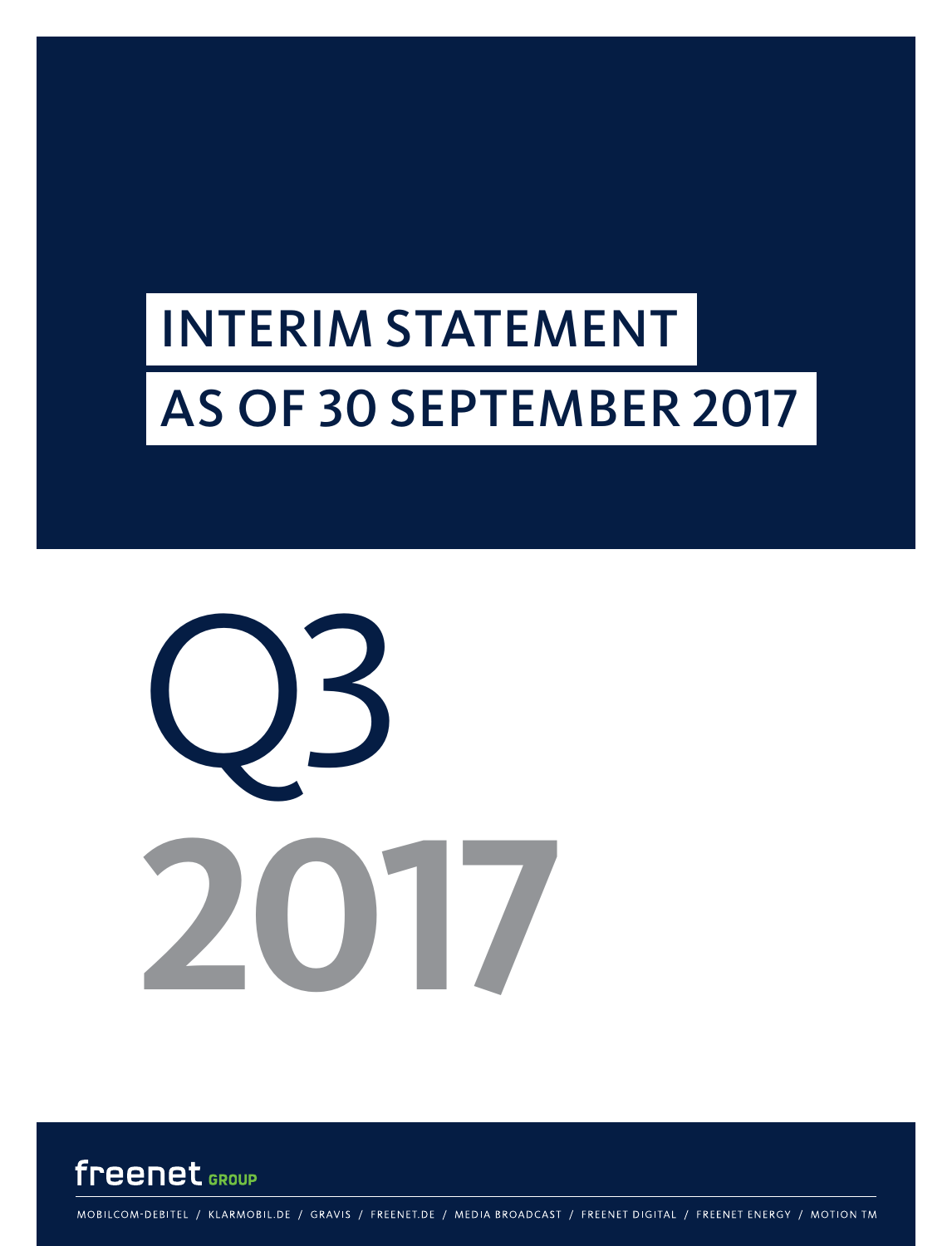# INTERIM STATEMENT
# AS OF 30 SEPTEMBER 2017

Q3
**2017**

freenet GROUP

MOBILCOM-DEBITEL / KLARMOBIL.DE / GRAVIS / FREENET.DE / MEDIA BROADCAST / FREENET DIGITAL / FREENET ENERGY / MOTION TM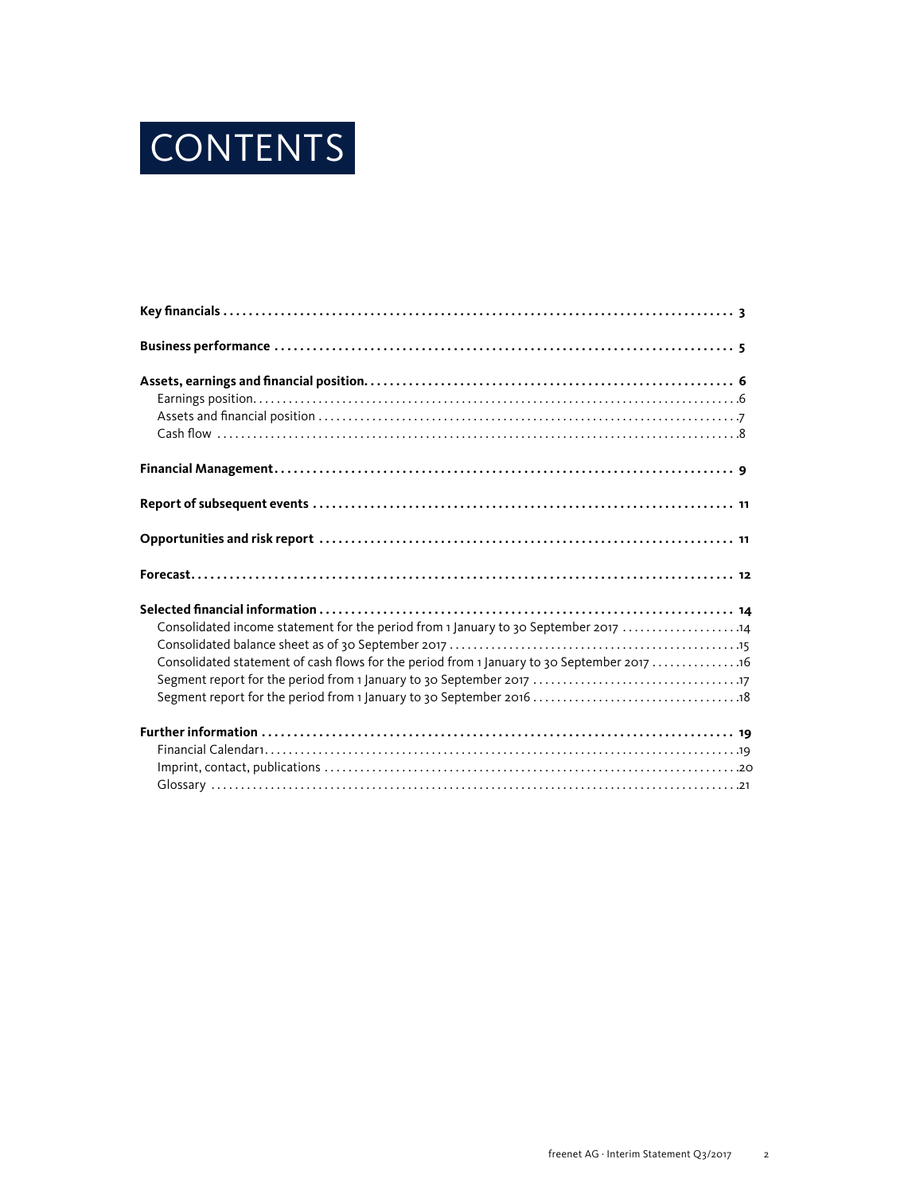# CONTENTS

**Key financials** . . . . . . . . . . . . . . . . . . . . . . . . . . . . . . . . . . . . . . . . . . . . . . . . . . . . . . . . . . . . . . . . . . . . . . . . . . . . **3**

**Business performance** . . . . . . . . . . . . . . . . . . . . . . . . . . . . . . . . . . . . . . . . . . . . . . . . . . . . . . . . . . . . . . . . . . . . . **5**

**Assets, earnings and financial position.** . . . . . . . . . . . . . . . . . . . . . . . . . . . . . . . . . . . . . . . . . . . . . . . . . . . . . . **6**
- Earnings position. . . . . . . . . . . . . . . . . . . . . . . . . . . . . . . . . . . . . . . . . . . . . . . . . . . . . . . . . . . . . . . . . . . . . . . . . . . . .6
- Assets and financial position . . . . . . . . . . . . . . . . . . . . . . . . . . . . . . . . . . . . . . . . . . . . . . . . . . . . . . . . . . . . . . . . . . .7
- Cash flow . . . . . . . . . . . . . . . . . . . . . . . . . . . . . . . . . . . . . . . . . . . . . . . . . . . . . . . . . . . . . . . . . . . . . . . . . . . . . . . . . .8

**Financial Management**. . . . . . . . . . . . . . . . . . . . . . . . . . . . . . . . . . . . . . . . . . . . . . . . . . . . . . . . . . . . . . . . . . . . . **9**

**Report of subsequent events** . . . . . . . . . . . . . . . . . . . . . . . . . . . . . . . . . . . . . . . . . . . . . . . . . . . . . . . . . . . . . . . **11**

**Opportunities and risk report** . . . . . . . . . . . . . . . . . . . . . . . . . . . . . . . . . . . . . . . . . . . . . . . . . . . . . . . . . . . . . . **11**

**Forecast**. . . . . . . . . . . . . . . . . . . . . . . . . . . . . . . . . . . . . . . . . . . . . . . . . . . . . . . . . . . . . . . . . . . . . . . . . . . . . . . . . **12**

**Selected financial information** . . . . . . . . . . . . . . . . . . . . . . . . . . . . . . . . . . . . . . . . . . . . . . . . . . . . . . . . . . . . . . **14**
- Consolidated income statement for the period from 1 January to 30 September 2017 . . . . . . . . . . . . . . . . . . . .14
- Consolidated balance sheet as of 30 September 2017 . . . . . . . . . . . . . . . . . . . . . . . . . . . . . . . . . . . . . . . . . . . . . .15
- Consolidated statement of cash flows for the period from 1 January to 30 September 2017 . . . . . . . . . . . . . . .16
- Segment report for the period from 1 January to 30 September 2017 . . . . . . . . . . . . . . . . . . . . . . . . . . . . . . . . .17
- Segment report for the period from 1 January to 30 September 2016 . . . . . . . . . . . . . . . . . . . . . . . . . . . . . . . . .18

**Further information** . . . . . . . . . . . . . . . . . . . . . . . . . . . . . . . . . . . . . . . . . . . . . . . . . . . . . . . . . . . . . . . . . . . . . . . **19**
- Financial Calendar1. . . . . . . . . . . . . . . . . . . . . . . . . . . . . . . . . . . . . . . . . . . . . . . . . . . . . . . . . . . . . . . . . . . . . . . . . .19
- Imprint, contact, publications . . . . . . . . . . . . . . . . . . . . . . . . . . . . . . . . . . . . . . . . . . . . . . . . . . . . . . . . . . . . . . . . . .20
- Glossary . . . . . . . . . . . . . . . . . . . . . . . . . . . . . . . . . . . . . . . . . . . . . . . . . . . . . . . . . . . . . . . . . . . . . . . . . . . . . . . . . . .21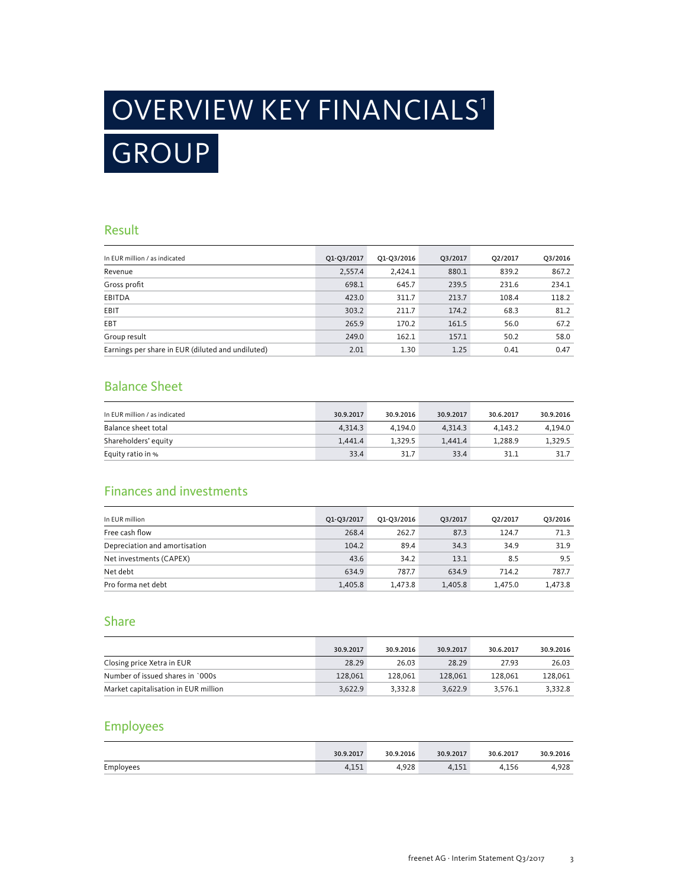# OVERVIEW KEY FINANCIALS[1]

# GROUP

## Result

| In EUR million / as indicated | Q1-Q3/2017 | Q1-Q3/2016 | Q3/2017 | Q2/2017 | Q3/2016 |
|---|---|---|---|---|---|
| Revenue | 2,557.4 | 2,424.1 | 880.1 | 839.2 | 867.2 |
| Gross profit | 698.1 | 645.7 | 239.5 | 231.6 | 234.1 |
| EBITDA | 423.0 | 311.7 | 213.7 | 108.4 | 118.2 |
| EBIT | 303.2 | 211.7 | 174.2 | 68.3 | 81.2 |
| EBT | 265.9 | 170.2 | 161.5 | 56.0 | 67.2 |
| Group result | 249.0 | 162.1 | 157.1 | 50.2 | 58.0 |
| Earnings per share in EUR (diluted and undiluted) | 2.01 | 1.30 | 1.25 | 0.41 | 0.47 |

## Balance Sheet

| In EUR million / as indicated | 30.9.2017 | 30.9.2016 | 30.9.2017 | 30.6.2017 | 30.9.2016 |
|---|---|---|---|---|---|
| Balance sheet total | 4,314.3 | 4,194.0 | 4,314.3 | 4,143.2 | 4,194.0 |
| Shareholders' equity | 1,441.4 | 1,329.5 | 1,441.4 | 1,288.9 | 1,329.5 |
| Equity ratio in % | 33.4 | 31.7 | 33.4 | 31.1 | 31.7 |

## Finances and investments

| In EUR million | Q1-Q3/2017 | Q1-Q3/2016 | Q3/2017 | Q2/2017 | Q3/2016 |
|---|---|---|---|---|---|
| Free cash flow | 268.4 | 262.7 | 87.3 | 124.7 | 71.3 |
| Depreciation and amortisation | 104.2 | 89.4 | 34.3 | 34.9 | 31.9 |
| Net investments (CAPEX) | 43.6 | 34.2 | 13.1 | 8.5 | 9.5 |
| Net debt | 634.9 | 787.7 | 634.9 | 714.2 | 787.7 |
| Pro forma net debt | 1,405.8 | 1,473.8 | 1,405.8 | 1,475.0 | 1,473.8 |

## Share

| | 30.9.2017 | 30.9.2016 | 30.9.2017 | 30.6.2017 | 30.9.2016 |
|---|---|---|---|---|---|
| Closing price Xetra in EUR | 28.29 | 26.03 | 28.29 | 27.93 | 26.03 |
| Number of issued shares in `000s | 128,061 | 128,061 | 128,061 | 128,061 | 128,061 |
| Market capitalisation in EUR million | 3,622.9 | 3,332.8 | 3,622.9 | 3,576.1 | 3,332.8 |

## Employees

| | 30.9.2017 | 30.9.2016 | 30.9.2017 | 30.6.2017 | 30.9.2016 |
|---|---|---|---|---|---|
| Employees | 4,151 | 4,928 | 4,151 | 4,156 | 4,928 |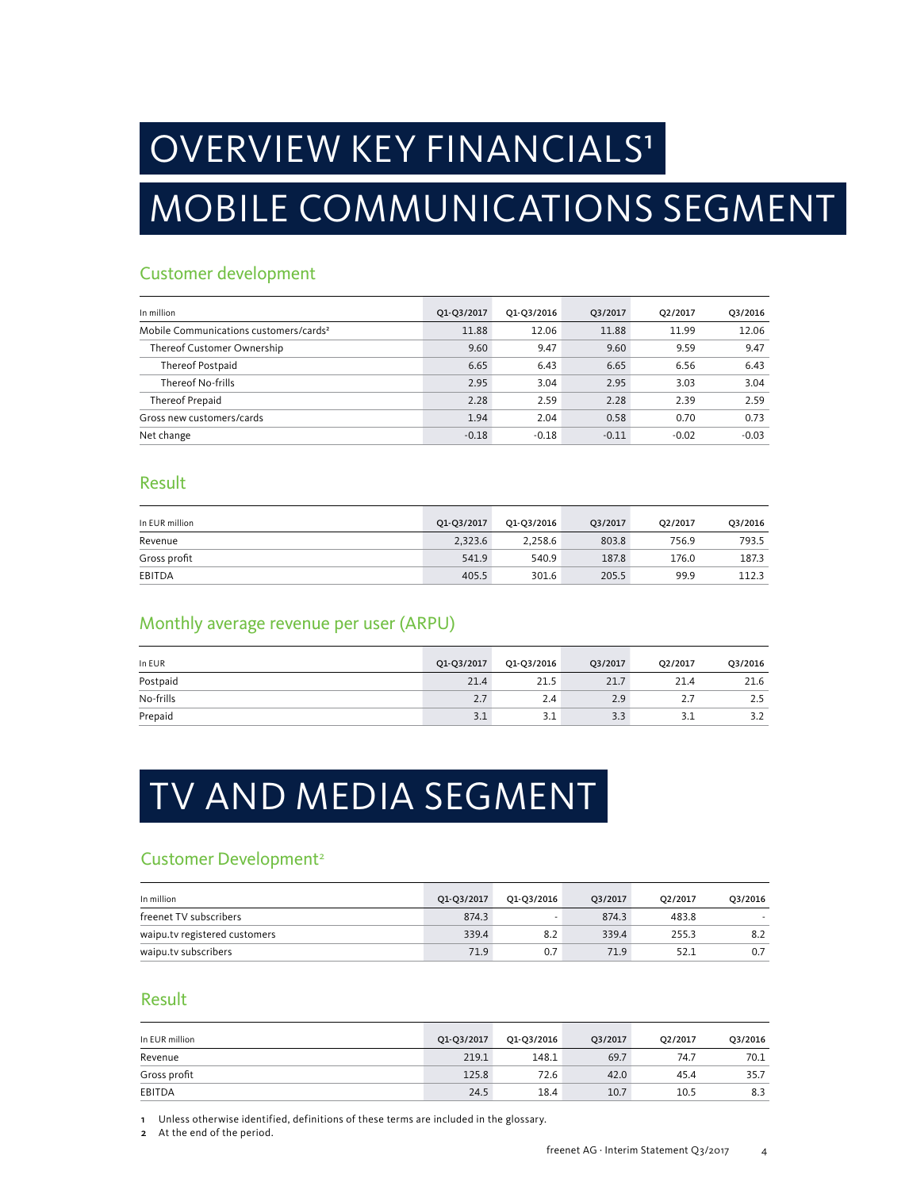# OVERVIEW KEY FINANCIALS[1]

# MOBILE COMMUNICATIONS SEGMENT

## Customer development

| In million | Q1-Q3/2017 | Q1-Q3/2016 | Q3/2017 | Q2/2017 | Q3/2016 |
|---|---|---|---|---|---|
| Mobile Communications customers/cards[2] | 11.88 | 12.06 | 11.88 | 11.99 | 12.06 |
| Thereof Customer Ownership | 9.60 | 9.47 | 9.60 | 9.59 | 9.47 |
| Thereof Postpaid | 6.65 | 6.43 | 6.65 | 6.56 | 6.43 |
| Thereof No-frills | 2.95 | 3.04 | 2.95 | 3.03 | 3.04 |
| Thereof Prepaid | 2.28 | 2.59 | 2.28 | 2.39 | 2.59 |
| Gross new customers/cards | 1.94 | 2.04 | 0.58 | 0.70 | 0.73 |
| Net change | -0.18 | -0.18 | -0.11 | -0.02 | -0.03 |

## Result

| In EUR million | Q1-Q3/2017 | Q1-Q3/2016 | Q3/2017 | Q2/2017 | Q3/2016 |
|---|---|---|---|---|---|
| Revenue | 2,323.6 | 2,258.6 | 803.8 | 756.9 | 793.5 |
| Gross profit | 541.9 | 540.9 | 187.8 | 176.0 | 187.3 |
| EBITDA | 405.5 | 301.6 | 205.5 | 99.9 | 112.3 |

## Monthly average revenue per user (ARPU)

| In EUR | Q1-Q3/2017 | Q1-Q3/2016 | Q3/2017 | Q2/2017 | Q3/2016 |
|---|---|---|---|---|---|
| Postpaid | 21.4 | 21.5 | 21.7 | 21.4 | 21.6 |
| No-frills | 2.7 | 2.4 | 2.9 | 2.7 | 2.5 |
| Prepaid | 3.1 | 3.1 | 3.3 | 3.1 | 3.2 |

# TV AND MEDIA SEGMENT

## Customer Development[2]

| In million | Q1-Q3/2017 | Q1-Q3/2016 | Q3/2017 | Q2/2017 | Q3/2016 |
|---|---|---|---|---|---|
| freenet TV subscribers | 874.3 | - | 874.3 | 483.8 | - |
| waipu.tv registered customers | 339.4 | 8.2 | 339.4 | 255.3 | 8.2 |
| waipu.tv subscribers | 71.9 | 0.7 | 71.9 | 52.1 | 0.7 |

## Result

| In EUR million | Q1-Q3/2017 | Q1-Q3/2016 | Q3/2017 | Q2/2017 | Q3/2016 |
|---|---|---|---|---|---|
| Revenue | 219.1 | 148.1 | 69.7 | 74.7 | 70.1 |
| Gross profit | 125.8 | 72.6 | 42.0 | 45.4 | 35.7 |
| EBITDA | 24.5 | 18.4 | 10.7 | 10.5 | 8.3 |

1 Unless otherwise identified, definitions of these terms are included in the glossary.
2 At the end of the period.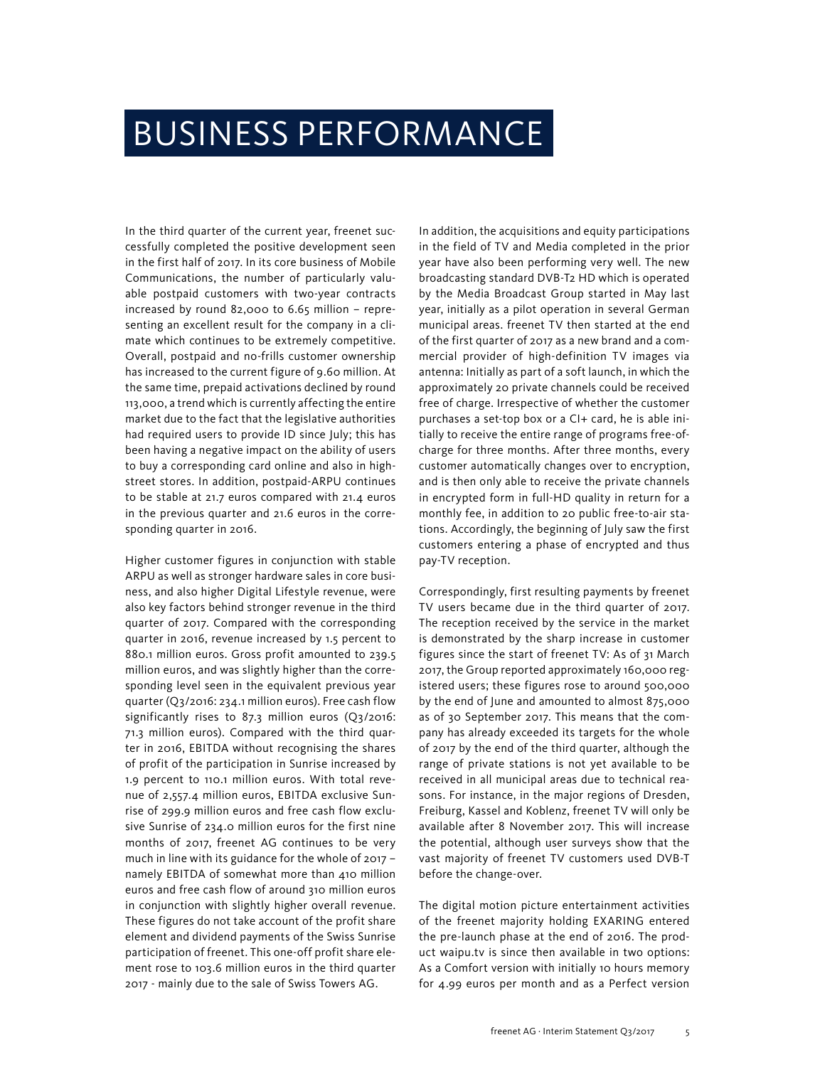# BUSINESS PERFORMANCE

In the third quarter of the current year, freenet successfully completed the positive development seen in the first half of 2017. In its core business of Mobile Communications, the number of particularly valuable postpaid customers with two-year contracts increased by round 82,000 to 6.65 million – representing an excellent result for the company in a climate which continues to be extremely competitive. Overall, postpaid and no-frills customer ownership has increased to the current figure of 9.60 million. At the same time, prepaid activations declined by round 113,000, a trend which is currently affecting the entire market due to the fact that the legislative authorities had required users to provide ID since July; this has been having a negative impact on the ability of users to buy a corresponding card online and also in high-street stores. In addition, postpaid-ARPU continues to be stable at 21.7 euros compared with 21.4 euros in the previous quarter and 21.6 euros in the corresponding quarter in 2016.

Higher customer figures in conjunction with stable ARPU as well as stronger hardware sales in core business, and also higher Digital Lifestyle revenue, were also key factors behind stronger revenue in the third quarter of 2017. Compared with the corresponding quarter in 2016, revenue increased by 1.5 percent to 880.1 million euros. Gross profit amounted to 239.5 million euros, and was slightly higher than the corresponding level seen in the equivalent previous year quarter (Q3/2016: 234.1 million euros). Free cash flow significantly rises to 87.3 million euros (Q3/2016: 71.3 million euros). Compared with the third quarter in 2016, EBITDA without recognising the shares of profit of the participation in Sunrise increased by 1.9 percent to 110.1 million euros. With total revenue of 2,557.4 million euros, EBITDA exclusive Sunrise of 299.9 million euros and free cash flow exclusive Sunrise of 234.0 million euros for the first nine months of 2017, freenet AG continues to be very much in line with its guidance for the whole of 2017 – namely EBITDA of somewhat more than 410 million euros and free cash flow of around 310 million euros in conjunction with slightly higher overall revenue. These figures do not take account of the profit share element and dividend payments of the Swiss Sunrise participation of freenet. This one-off profit share element rose to 103.6 million euros in the third quarter 2017 - mainly due to the sale of Swiss Towers AG.

In addition, the acquisitions and equity participations in the field of TV and Media completed in the prior year have also been performing very well. The new broadcasting standard DVB-T2 HD which is operated by the Media Broadcast Group started in May last year, initially as a pilot operation in several German municipal areas. freenet TV then started at the end of the first quarter of 2017 as a new brand and a commercial provider of high-definition TV images via antenna: Initially as part of a soft launch, in which the approximately 20 private channels could be received free of charge. Irrespective of whether the customer purchases a set-top box or a CI+ card, he is able initially to receive the entire range of programs free-of-charge for three months. After three months, every customer automatically changes over to encryption, and is then only able to receive the private channels in encrypted form in full-HD quality in return for a monthly fee, in addition to 20 public free-to-air stations. Accordingly, the beginning of July saw the first customers entering a phase of encrypted and thus pay-TV reception.

Correspondingly, first resulting payments by freenet TV users became due in the third quarter of 2017. The reception received by the service in the market is demonstrated by the sharp increase in customer figures since the start of freenet TV: As of 31 March 2017, the Group reported approximately 160,000 registered users; these figures rose to around 500,000 by the end of June and amounted to almost 875,000 as of 30 September 2017. This means that the company has already exceeded its targets for the whole of 2017 by the end of the third quarter, although the range of private stations is not yet available to be received in all municipal areas due to technical reasons. For instance, in the major regions of Dresden, Freiburg, Kassel and Koblenz, freenet TV will only be available after 8 November 2017. This will increase the potential, although user surveys show that the vast majority of freenet TV customers used DVB-T before the change-over.

The digital motion picture entertainment activities of the freenet majority holding EXARING entered the pre-launch phase at the end of 2016. The product waipu.tv is since then available in two options: As a Comfort version with initially 10 hours memory for 4.99 euros per month and as a Perfect version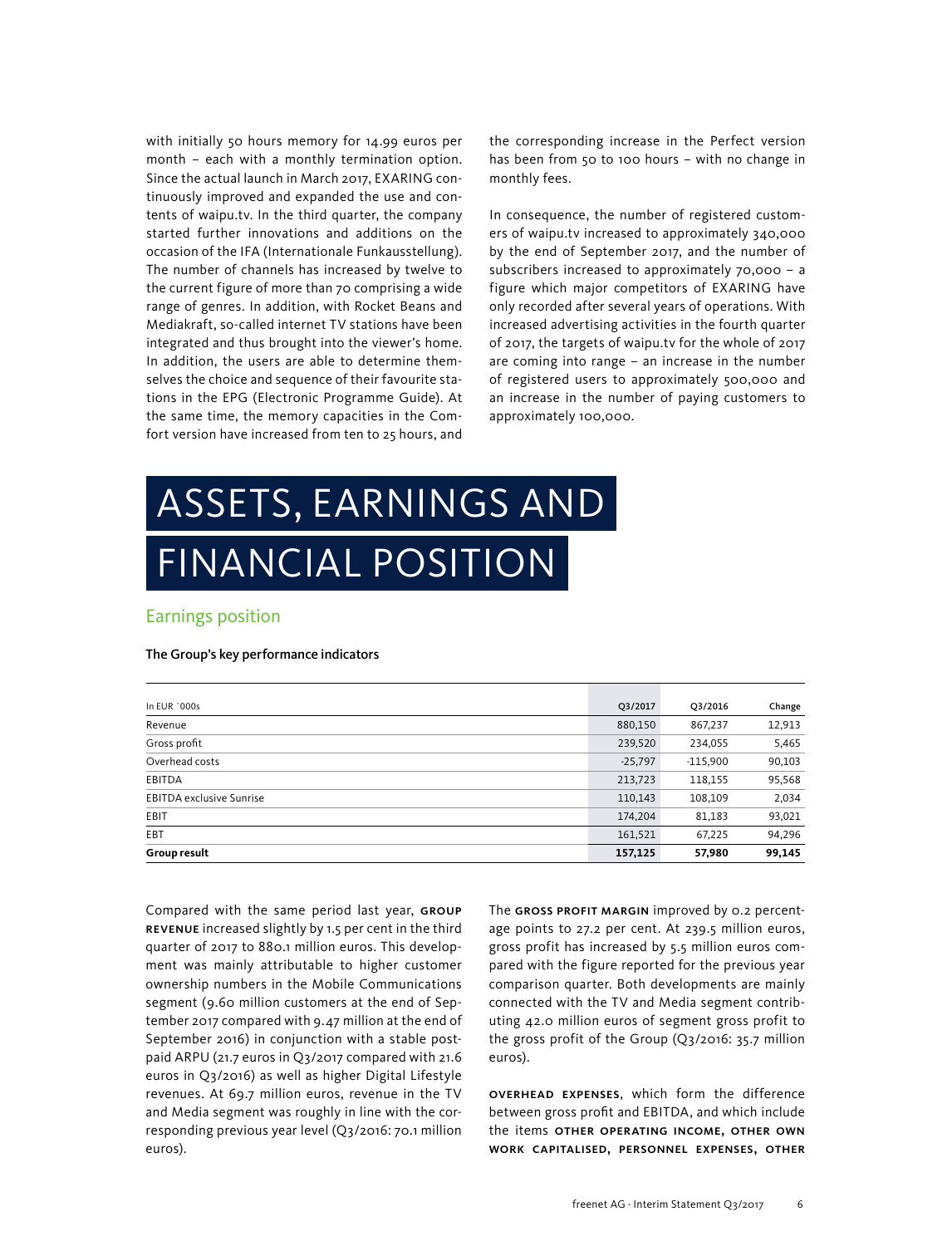with initially 50 hours memory for 14.99 euros per month – each with a monthly termination option. Since the actual launch in March 2017, EXARING continuously improved and expanded the use and contents of waipu.tv. In the third quarter, the company started further innovations and additions on the occasion of the IFA (Internationale Funkausstellung). The number of channels has increased by twelve to the current figure of more than 70 comprising a wide range of genres. In addition, with Rocket Beans and Mediakraft, so-called internet TV stations have been integrated and thus brought into the viewer's home. In addition, the users are able to determine themselves the choice and sequence of their favourite stations in the EPG (Electronic Programme Guide). At the same time, the memory capacities in the Comfort version have increased from ten to 25 hours, and the corresponding increase in the Perfect version has been from 50 to 100 hours – with no change in monthly fees.

In consequence, the number of registered customers of waipu.tv increased to approximately 340,000 by the end of September 2017, and the number of subscribers increased to approximately 70,000 – a figure which major competitors of EXARING have only recorded after several years of operations. With increased advertising activities in the fourth quarter of 2017, the targets of waipu.tv for the whole of 2017 are coming into range – an increase in the number of registered users to approximately 500,000 and an increase in the number of paying customers to approximately 100,000.

# ASSETS, EARNINGS AND FINANCIAL POSITION

## Earnings position

**The Group's key performance indicators**

| In EUR `000s | Q3/2017 | Q3/2016 | Change |
|---|---|---|---|
| Revenue | 880,150 | 867,237 | 12,913 |
| Gross profit | 239,520 | 234,055 | 5,465 |
| Overhead costs | -25,797 | -115,900 | 90,103 |
| EBITDA | 213,723 | 118,155 | 95,568 |
| EBITDA exclusive Sunrise | 110,143 | 108,109 | 2,034 |
| EBIT | 174,204 | 81,183 | 93,021 |
| EBT | 161,521 | 67,225 | 94,296 |
| **Group result** | **157,125** | **57,980** | **99,145** |

Compared with the same period last year, **GROUP REVENUE** increased slightly by 1.5 per cent in the third quarter of 2017 to 880.1 million euros. This development was mainly attributable to higher customer ownership numbers in the Mobile Communications segment (9.60 million customers at the end of September 2017 compared with 9.47 million at the end of September 2016) in conjunction with a stable postpaid ARPU (21.7 euros in Q3/2017 compared with 21.6 euros in Q3/2016) as well as higher Digital Lifestyle revenues. At 69.7 million euros, revenue in the TV and Media segment was roughly in line with the corresponding previous year level (Q3/2016: 70.1 million euros).

The **GROSS PROFIT MARGIN** improved by 0.2 percentage points to 27.2 per cent. At 239.5 million euros, gross profit has increased by 5.5 million euros compared with the figure reported for the previous year comparison quarter. Both developments are mainly connected with the TV and Media segment contributing 42.0 million euros of segment gross profit to the gross profit of the Group (Q3/2016: 35.7 million euros).

**OVERHEAD EXPENSES**, which form the difference between gross profit and EBITDA, and which include the items **OTHER OPERATING INCOME, OTHER OWN WORK CAPITALISED, PERSONNEL EXPENSES, OTHER**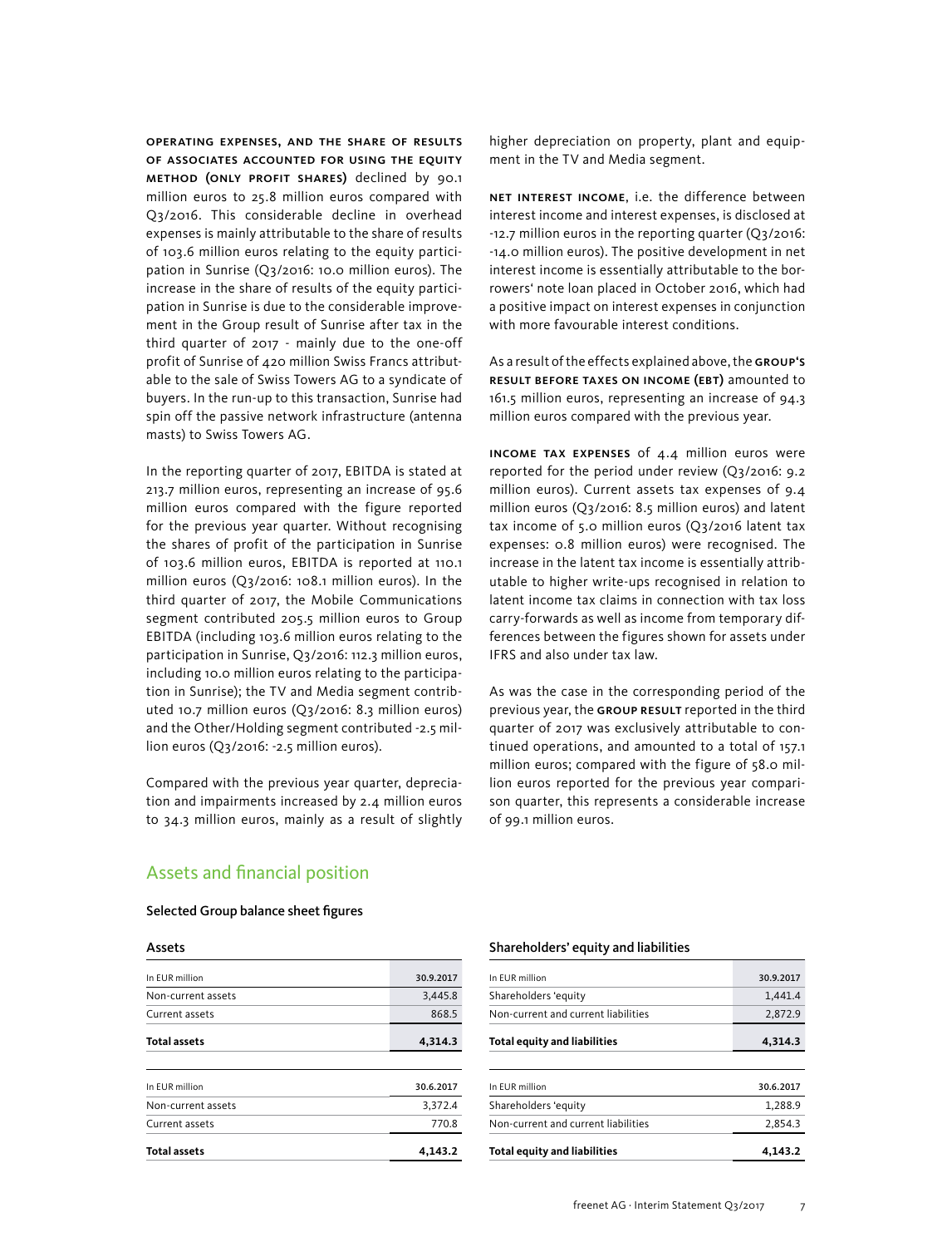**OPERATING EXPENSES, AND THE SHARE OF RESULTS OF ASSOCIATES ACCOUNTED FOR USING THE EQUITY METHOD (ONLY PROFIT SHARES)** declined by 90.1 million euros to 25.8 million euros compared with Q3/2016. This considerable decline in overhead expenses is mainly attributable to the share of results of 103.6 million euros relating to the equity participation in Sunrise (Q3/2016: 10.0 million euros). The increase in the share of results of the equity participation in Sunrise is due to the considerable improvement in the Group result of Sunrise after tax in the third quarter of 2017 - mainly due to the one-off profit of Sunrise of 420 million Swiss Francs attributable to the sale of Swiss Towers AG to a syndicate of buyers. In the run-up to this transaction, Sunrise had spin off the passive network infrastructure (antenna masts) to Swiss Towers AG.

In the reporting quarter of 2017, EBITDA is stated at 213.7 million euros, representing an increase of 95.6 million euros compared with the figure reported for the previous year quarter. Without recognising the shares of profit of the participation in Sunrise of 103.6 million euros, EBITDA is reported at 110.1 million euros (Q3/2016: 108.1 million euros). In the third quarter of 2017, the Mobile Communications segment contributed 205.5 million euros to Group EBITDA (including 103.6 million euros relating to the participation in Sunrise, Q3/2016: 112.3 million euros, including 10.0 million euros relating to the participation in Sunrise); the TV and Media segment contributed 10.7 million euros (Q3/2016: 8.3 million euros) and the Other/Holding segment contributed -2.5 million euros (Q3/2016: -2.5 million euros).

Compared with the previous year quarter, depreciation and impairments increased by 2.4 million euros to 34.3 million euros, mainly as a result of slightly higher depreciation on property, plant and equipment in the TV and Media segment.

**NET INTEREST INCOME**, i.e. the difference between interest income and interest expenses, is disclosed at -12.7 million euros in the reporting quarter (Q3/2016: -14.0 million euros). The positive development in net interest income is essentially attributable to the borrowers' note loan placed in October 2016, which had a positive impact on interest expenses in conjunction with more favourable interest conditions.

As a result of the effects explained above, the **GROUP'S RESULT BEFORE TAXES ON INCOME (EBT)** amounted to 161.5 million euros, representing an increase of 94.3 million euros compared with the previous year.

**INCOME TAX EXPENSES** of 4.4 million euros were reported for the period under review (Q3/2016: 9.2 million euros). Current assets tax expenses of 9.4 million euros (Q3/2016: 8.5 million euros) and latent tax income of 5.0 million euros (Q3/2016 latent tax expenses: 0.8 million euros) were recognised. The increase in the latent tax income is essentially attributable to higher write-ups recognised in relation to latent income tax claims in connection with tax loss carry-forwards as well as income from temporary differences between the figures shown for assets under IFRS and also under tax law.

As was the case in the corresponding period of the previous year, the **GROUP RESULT** reported in the third quarter of 2017 was exclusively attributable to continued operations, and amounted to a total of 157.1 million euros; compared with the figure of 58.0 million euros reported for the previous year comparison quarter, this represents a considerable increase of 99.1 million euros.

## Assets and financial position

### Selected Group balance sheet figures

**Assets**

| In EUR million | 30.9.2017 |
|---|---|
| Non-current assets | 3,445.8 |
| Current assets | 868.5 |
| **Total assets** | **4,314.3** |

| In EUR million | 30.6.2017 |
|---|---|
| Non-current assets | 3,372.4 |
| Current assets | 770.8 |
| **Total assets** | **4,143.2** |

**Shareholders' equity and liabilities**

| In EUR million | 30.9.2017 |
|---|---|
| Shareholders 'equity | 1,441.4 |
| Non-current and current liabilities | 2,872.9 |
| **Total equity and liabilities** | **4,314.3** |

| In EUR million | 30.6.2017 |
|---|---|
| Shareholders 'equity | 1,288.9 |
| Non-current and current liabilities | 2,854.3 |
| **Total equity and liabilities** | **4,143.2** |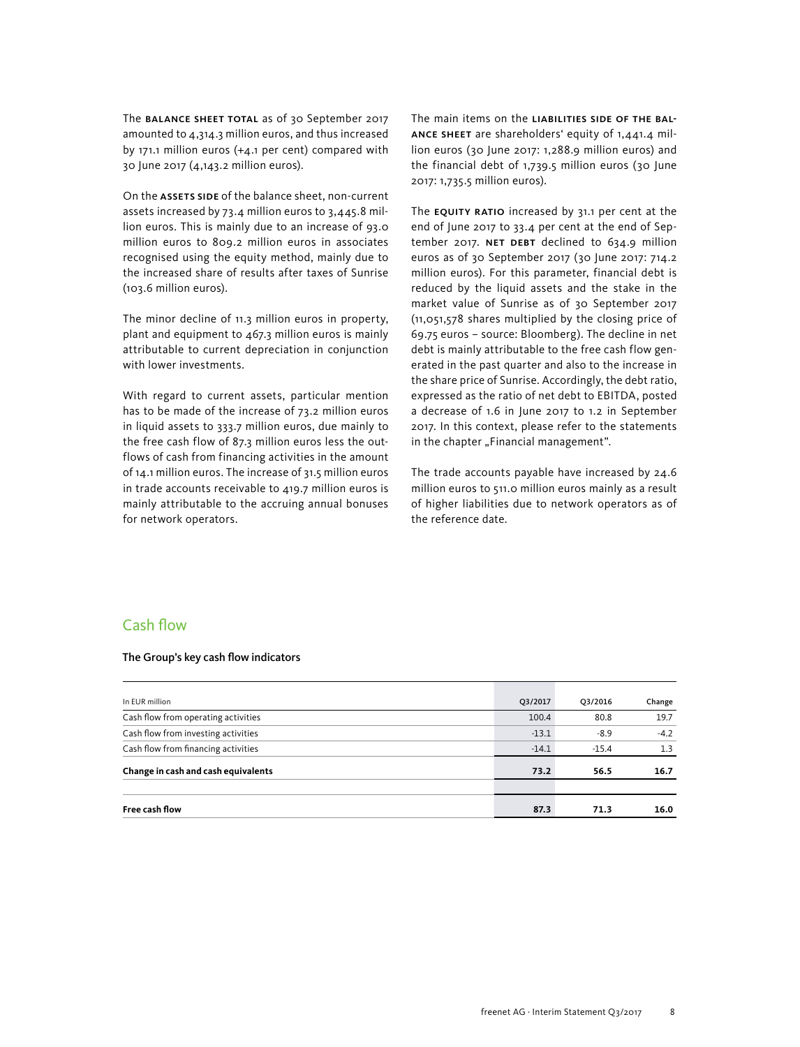The **BALANCE SHEET TOTAL** as of 30 September 2017 amounted to 4,314.3 million euros, and thus increased by 171.1 million euros (+4.1 per cent) compared with 30 June 2017 (4,143.2 million euros).

On the **ASSETS SIDE** of the balance sheet, non-current assets increased by 73.4 million euros to 3,445.8 million euros. This is mainly due to an increase of 93.0 million euros to 809.2 million euros in associates recognised using the equity method, mainly due to the increased share of results after taxes of Sunrise (103.6 million euros).

The minor decline of 11.3 million euros in property, plant and equipment to 467.3 million euros is mainly attributable to current depreciation in conjunction with lower investments.

With regard to current assets, particular mention has to be made of the increase of 73.2 million euros in liquid assets to 333.7 million euros, due mainly to the free cash flow of 87.3 million euros less the outflows of cash from financing activities in the amount of 14.1 million euros. The increase of 31.5 million euros in trade accounts receivable to 419.7 million euros is mainly attributable to the accruing annual bonuses for network operators.

The main items on the **LIABILITIES SIDE OF THE BALANCE SHEET** are shareholders' equity of 1,441.4 million euros (30 June 2017: 1,288.9 million euros) and the financial debt of 1,739.5 million euros (30 June 2017: 1,735.5 million euros).

The **EQUITY RATIO** increased by 31.1 per cent at the end of June 2017 to 33.4 per cent at the end of September 2017. **NET DEBT** declined to 634.9 million euros as of 30 September 2017 (30 June 2017: 714.2 million euros). For this parameter, financial debt is reduced by the liquid assets and the stake in the market value of Sunrise as of 30 September 2017 (11,051,578 shares multiplied by the closing price of 69.75 euros – source: Bloomberg). The decline in net debt is mainly attributable to the free cash flow generated in the past quarter and also to the increase in the share price of Sunrise. Accordingly, the debt ratio, expressed as the ratio of net debt to EBITDA, posted a decrease of 1.6 in June 2017 to 1.2 in September 2017. In this context, please refer to the statements in the chapter „Financial management".

The trade accounts payable have increased by 24.6 million euros to 511.0 million euros mainly as a result of higher liabilities due to network operators as of the reference date.

## Cash flow

**The Group's key cash flow indicators**

| In EUR million | Q3/2017 | Q3/2016 | Change |
|---|---|---|---|
| Cash flow from operating activities | 100.4 | 80.8 | 19.7 |
| Cash flow from investing activities | -13.1 | -8.9 | -4.2 |
| Cash flow from financing activities | -14.1 | -15.4 | 1.3 |
| **Change in cash and cash equivalents** | **73.2** | **56.5** | **16.7** |
| | | | |
| **Free cash flow** | **87.3** | **71.3** | **16.0** |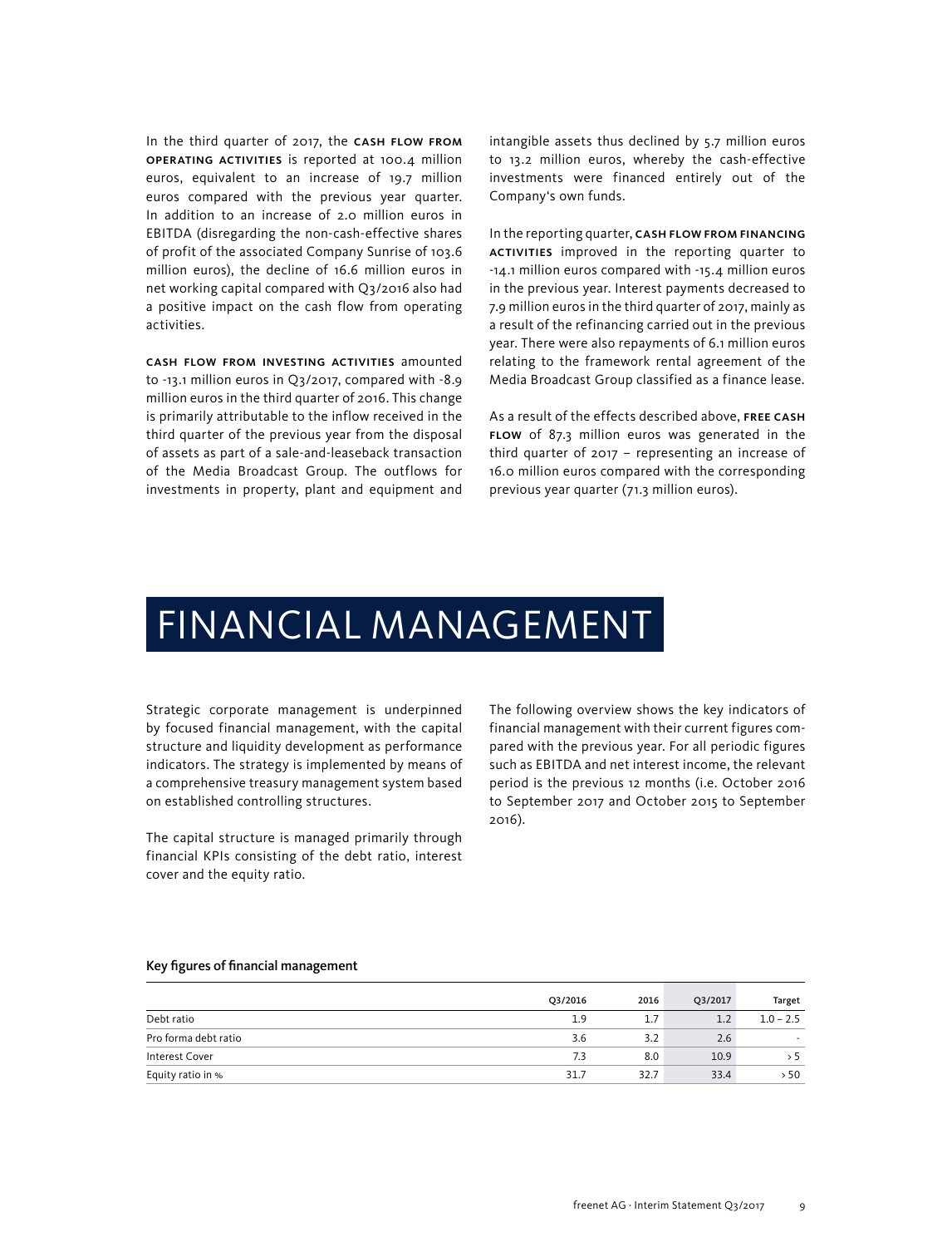In the third quarter of 2017, the **CASH FLOW FROM OPERATING ACTIVITIES** is reported at 100.4 million euros, equivalent to an increase of 19.7 million euros compared with the previous year quarter. In addition to an increase of 2.0 million euros in EBITDA (disregarding the non-cash-effective shares of profit of the associated Company Sunrise of 103.6 million euros), the decline of 16.6 million euros in net working capital compared with Q3/2016 also had a positive impact on the cash flow from operating activities.

**CASH FLOW FROM INVESTING ACTIVITIES** amounted to -13.1 million euros in Q3/2017, compared with -8.9 million euros in the third quarter of 2016. This change is primarily attributable to the inflow received in the third quarter of the previous year from the disposal of assets as part of a sale-and-leaseback transaction of the Media Broadcast Group. The outflows for investments in property, plant and equipment and intangible assets thus declined by 5.7 million euros to 13.2 million euros, whereby the cash-effective investments were financed entirely out of the Company's own funds.

In the reporting quarter, **CASH FLOW FROM FINANCING ACTIVITIES** improved in the reporting quarter to -14.1 million euros compared with -15.4 million euros in the previous year. Interest payments decreased to 7.9 million euros in the third quarter of 2017, mainly as a result of the refinancing carried out in the previous year. There were also repayments of 6.1 million euros relating to the framework rental agreement of the Media Broadcast Group classified as a finance lease.

As a result of the effects described above, **FREE CASH FLOW** of 87.3 million euros was generated in the third quarter of 2017 – representing an increase of 16.0 million euros compared with the corresponding previous year quarter (71.3 million euros).

# FINANCIAL MANAGEMENT

Strategic corporate management is underpinned by focused financial management, with the capital structure and liquidity development as performance indicators. The strategy is implemented by means of a comprehensive treasury management system based on established controlling structures.

The capital structure is managed primarily through financial KPIs consisting of the debt ratio, interest cover and the equity ratio.

The following overview shows the key indicators of financial management with their current figures compared with the previous year. For all periodic figures such as EBITDA and net interest income, the relevant period is the previous 12 months (i.e. October 2016 to September 2017 and October 2015 to September 2016).

**Key figures of financial management**

| | Q3/2016 | 2016 | Q3/2017 | Target |
|---|---|---|---|---|
| Debt ratio | 1.9 | 1.7 | 1.2 | 1.0 – 2.5 |
| Pro forma debt ratio | 3.6 | 3.2 | 2.6 | - |
| Interest Cover | 7.3 | 8.0 | 10.9 | > 5 |
| Equity ratio in % | 31.7 | 32.7 | 33.4 | > 50 |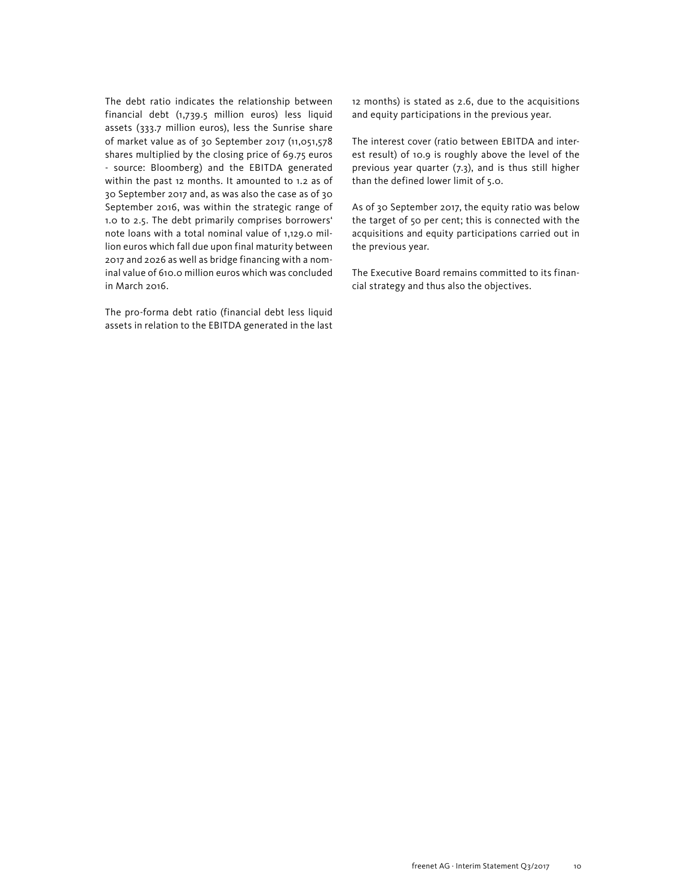The debt ratio indicates the relationship between financial debt (1,739.5 million euros) less liquid assets (333.7 million euros), less the Sunrise share of market value as of 30 September 2017 (11,051,578 shares multiplied by the closing price of 69.75 euros - source: Bloomberg) and the EBITDA generated within the past 12 months. It amounted to 1.2 as of 30 September 2017 and, as was also the case as of 30 September 2016, was within the strategic range of 1.0 to 2.5. The debt primarily comprises borrowers' note loans with a total nominal value of 1,129.0 million euros which fall due upon final maturity between 2017 and 2026 as well as bridge financing with a nominal value of 610.0 million euros which was concluded in March 2016.

The pro-forma debt ratio (financial debt less liquid assets in relation to the EBITDA generated in the last 12 months) is stated as 2.6, due to the acquisitions and equity participations in the previous year.

The interest cover (ratio between EBITDA and interest result) of 10.9 is roughly above the level of the previous year quarter (7.3), and is thus still higher than the defined lower limit of 5.0.

As of 30 September 2017, the equity ratio was below the target of 50 per cent; this is connected with the acquisitions and equity participations carried out in the previous year.

The Executive Board remains committed to its financial strategy and thus also the objectives.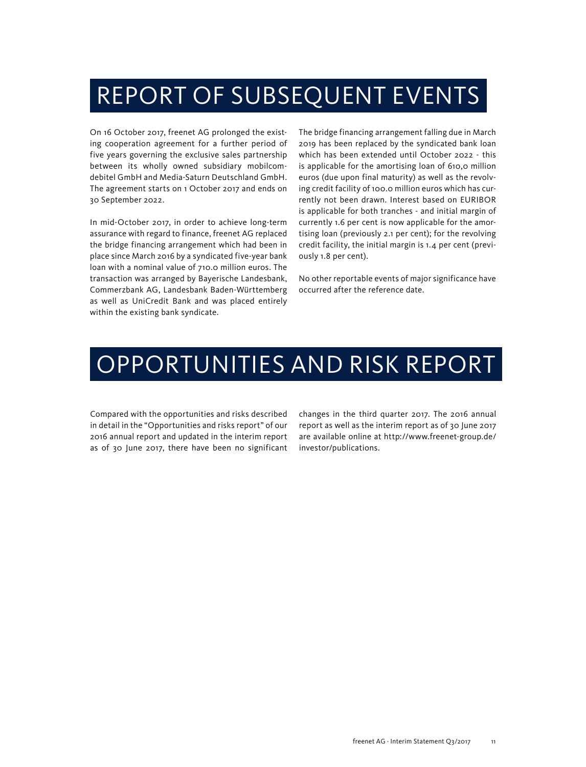# REPORT OF SUBSEQUENT EVENTS

On 16 October 2017, freenet AG prolonged the existing cooperation agreement for a further period of five years governing the exclusive sales partnership between its wholly owned subsidiary mobilcom-debitel GmbH and Media-Saturn Deutschland GmbH. The agreement starts on 1 October 2017 and ends on 30 September 2022.

In mid-October 2017, in order to achieve long-term assurance with regard to finance, freenet AG replaced the bridge financing arrangement which had been in place since March 2016 by a syndicated five-year bank loan with a nominal value of 710.0 million euros. The transaction was arranged by Bayerische Landesbank, Commerzbank AG, Landesbank Baden-Württemberg as well as UniCredit Bank and was placed entirely within the existing bank syndicate.

The bridge financing arrangement falling due in March 2019 has been replaced by the syndicated bank loan which has been extended until October 2022 - this is applicable for the amortising loan of 610,0 million euros (due upon final maturity) as well as the revolving credit facility of 100.0 million euros which has currently not been drawn. Interest based on EURIBOR is applicable for both tranches - and initial margin of currently 1.6 per cent is now applicable for the amortising loan (previously 2.1 per cent); for the revolving credit facility, the initial margin is 1.4 per cent (previously 1.8 per cent).

No other reportable events of major significance have occurred after the reference date.

# OPPORTUNITIES AND RISK REPORT

Compared with the opportunities and risks described in detail in the "Opportunities and risks report" of our 2016 annual report and updated in the interim report as of 30 June 2017, there have been no significant changes in the third quarter 2017. The 2016 annual report as well as the interim report as of 30 June 2017 are available online at http://www.freenet-group.de/investor/publications.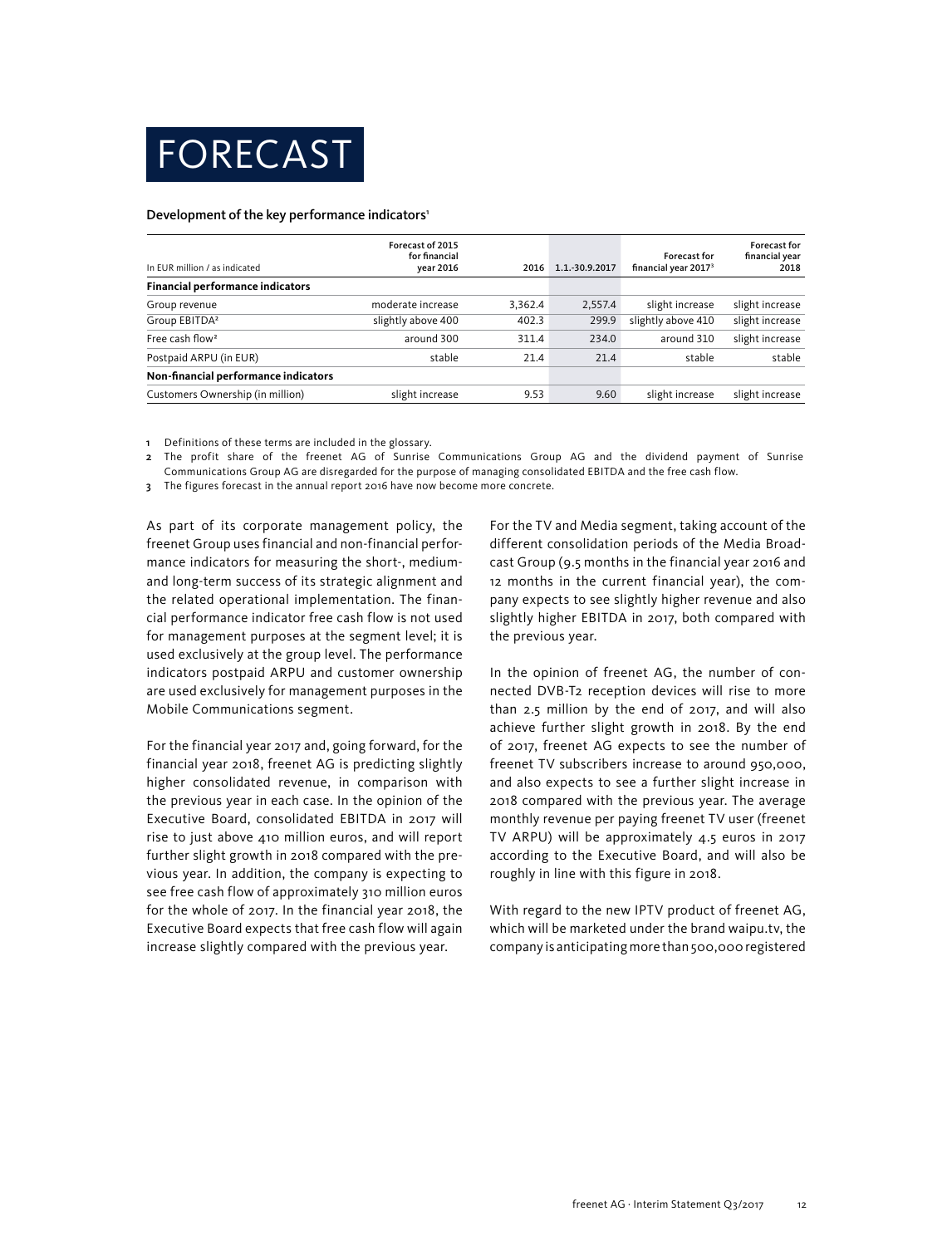# FORECAST

**Development of the key performance indicators[1]**

| In EUR million / as indicated | Forecast of 2015 for financial year 2016 | 2016 | 1.1.-30.9.2017 | Forecast for financial year 2017[3] | Forecast for financial year 2018 |
|---|---|---|---|---|---|
| **Financial performance indicators** | | | | | |
| Group revenue | moderate increase | 3,362.4 | 2,557.4 | slight increase | slight increase |
| Group EBITDA[2] | slightly above 400 | 402.3 | 299.9 | slightly above 410 | slight increase |
| Free cash flow[2] | around 300 | 311.4 | 234.0 | around 310 | slight increase |
| Postpaid ARPU (in EUR) | stable | 21.4 | 21.4 | stable | stable |
| **Non-financial performance indicators** | | | | | |
| Customers Ownership (in million) | slight increase | 9.53 | 9.60 | slight increase | slight increase |

1 Definitions of these terms are included in the glossary.
2 The profit share of the freenet AG of Sunrise Communications Group AG and the dividend payment of Sunrise Communications Group AG are disregarded for the purpose of managing consolidated EBITDA and the free cash flow.
3 The figures forecast in the annual report 2016 have now become more concrete.

As part of its corporate management policy, the freenet Group uses financial and non-financial performance indicators for measuring the short-, medium- and long-term success of its strategic alignment and the related operational implementation. The financial performance indicator free cash flow is not used for management purposes at the segment level; it is used exclusively at the group level. The performance indicators postpaid ARPU and customer ownership are used exclusively for management purposes in the Mobile Communications segment.

For the financial year 2017 and, going forward, for the financial year 2018, freenet AG is predicting slightly higher consolidated revenue, in comparison with the previous year in each case. In the opinion of the Executive Board, consolidated EBITDA in 2017 will rise to just above 410 million euros, and will report further slight growth in 2018 compared with the previous year. In addition, the company is expecting to see free cash flow of approximately 310 million euros for the whole of 2017. In the financial year 2018, the Executive Board expects that free cash flow will again increase slightly compared with the previous year.

For the TV and Media segment, taking account of the different consolidation periods of the Media Broadcast Group (9.5 months in the financial year 2016 and 12 months in the current financial year), the company expects to see slightly higher revenue and also slightly higher EBITDA in 2017, both compared with the previous year.

In the opinion of freenet AG, the number of connected DVB-T2 reception devices will rise to more than 2.5 million by the end of 2017, and will also achieve further slight growth in 2018. By the end of 2017, freenet AG expects to see the number of freenet TV subscribers increase to around 950,000, and also expects to see a further slight increase in 2018 compared with the previous year. The average monthly revenue per paying freenet TV user (freenet TV ARPU) will be approximately 4.5 euros in 2017 according to the Executive Board, and will also be roughly in line with this figure in 2018.

With regard to the new IPTV product of freenet AG, which will be marketed under the brand waipu.tv, the company is anticipating more than 500,000 registered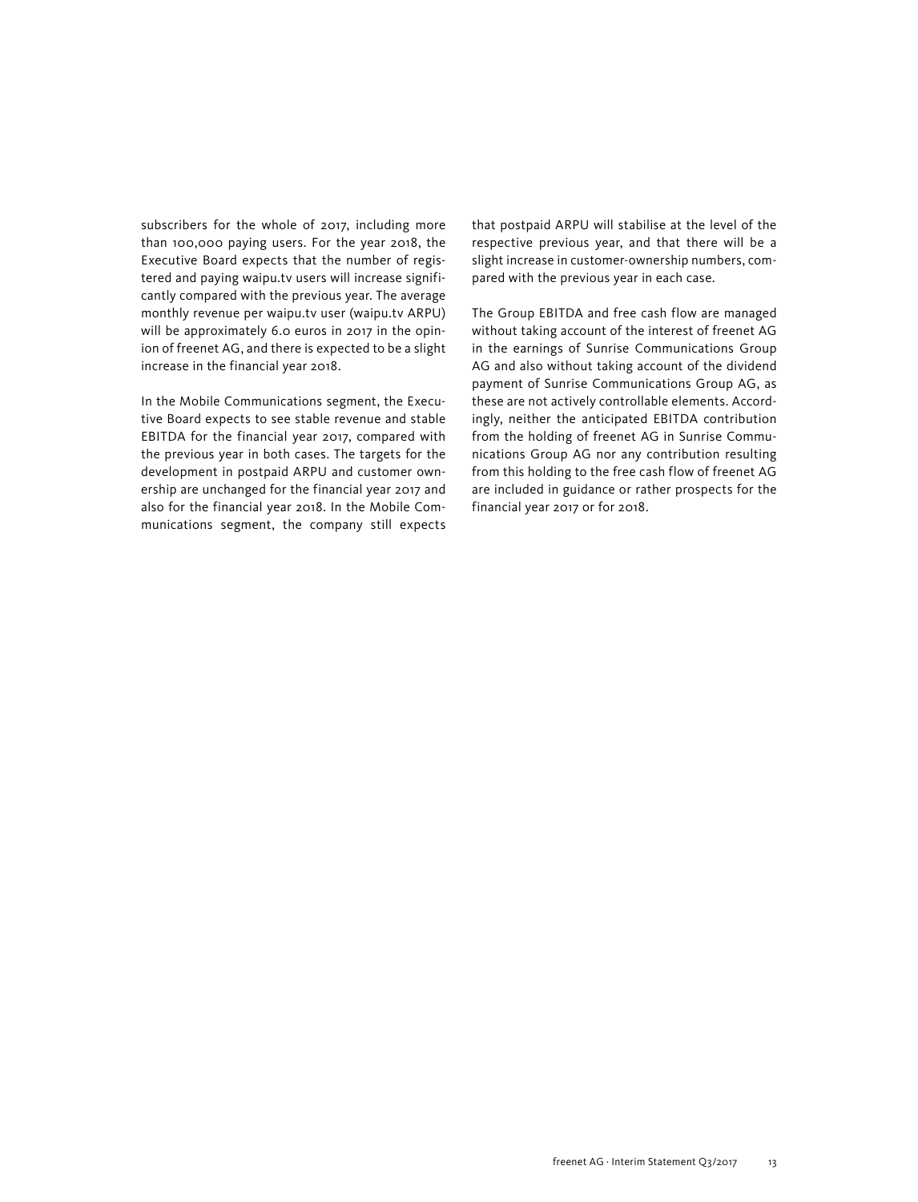subscribers for the whole of 2017, including more than 100,000 paying users. For the year 2018, the Executive Board expects that the number of registered and paying waipu.tv users will increase significantly compared with the previous year. The average monthly revenue per waipu.tv user (waipu.tv ARPU) will be approximately 6.0 euros in 2017 in the opinion of freenet AG, and there is expected to be a slight increase in the financial year 2018.

In the Mobile Communications segment, the Executive Board expects to see stable revenue and stable EBITDA for the financial year 2017, compared with the previous year in both cases. The targets for the development in postpaid ARPU and customer ownership are unchanged for the financial year 2017 and also for the financial year 2018. In the Mobile Communications segment, the company still expects that postpaid ARPU will stabilise at the level of the respective previous year, and that there will be a slight increase in customer-ownership numbers, compared with the previous year in each case.

The Group EBITDA and free cash flow are managed without taking account of the interest of freenet AG in the earnings of Sunrise Communications Group AG and also without taking account of the dividend payment of Sunrise Communications Group AG, as these are not actively controllable elements. Accordingly, neither the anticipated EBITDA contribution from the holding of freenet AG in Sunrise Communications Group AG nor any contribution resulting from this holding to the free cash flow of freenet AG are included in guidance or rather prospects for the financial year 2017 or for 2018.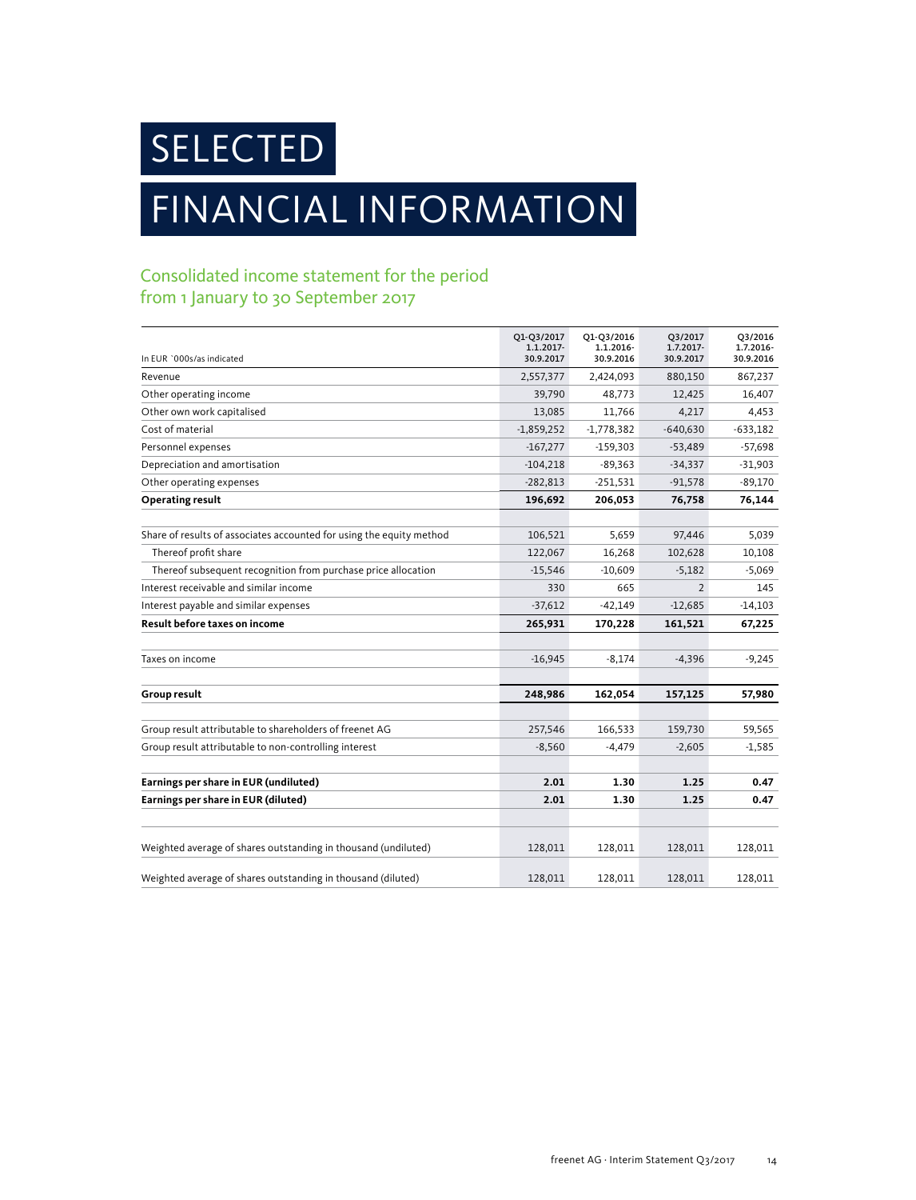# SELECTED FINANCIAL INFORMATION

## Consolidated income statement for the period from 1 January to 30 September 2017

| In EUR `000s/as indicated | Q1-Q3/2017 1.1.2017-30.9.2017 | Q1-Q3/2016 1.1.2016-30.9.2016 | Q3/2017 1.7.2017-30.9.2017 | Q3/2016 1.7.2016-30.9.2016 |
|---|---|---|---|---|
| Revenue | 2,557,377 | 2,424,093 | 880,150 | 867,237 |
| Other operating income | 39,790 | 48,773 | 12,425 | 16,407 |
| Other own work capitalised | 13,085 | 11,766 | 4,217 | 4,453 |
| Cost of material | -1,859,252 | -1,778,382 | -640,630 | -633,182 |
| Personnel expenses | -167,277 | -159,303 | -53,489 | -57,698 |
| Depreciation and amortisation | -104,218 | -89,363 | -34,337 | -31,903 |
| Other operating expenses | -282,813 | -251,531 | -91,578 | -89,170 |
| **Operating result** | **196,692** | **206,053** | **76,758** | **76,144** |
| | | | | |
| Share of results of associates accounted for using the equity method | 106,521 | 5,659 | 97,446 | 5,039 |
| Thereof profit share | 122,067 | 16,268 | 102,628 | 10,108 |
| Thereof subsequent recognition from purchase price allocation | -15,546 | -10,609 | -5,182 | -5,069 |
| Interest receivable and similar income | 330 | 665 | 2 | 145 |
| Interest payable and similar expenses | -37,612 | -42,149 | -12,685 | -14,103 |
| **Result before taxes on income** | **265,931** | **170,228** | **161,521** | **67,225** |
| | | | | |
| Taxes on income | -16,945 | -8,174 | -4,396 | -9,245 |
| | | | | |
| **Group result** | **248,986** | **162,054** | **157,125** | **57,980** |
| | | | | |
| Group result attributable to shareholders of freenet AG | 257,546 | 166,533 | 159,730 | 59,565 |
| Group result attributable to non-controlling interest | -8,560 | -4,479 | -2,605 | -1,585 |
| | | | | |
| **Earnings per share in EUR (undiluted)** | **2.01** | **1.30** | **1.25** | **0.47** |
| **Earnings per share in EUR (diluted)** | **2.01** | **1.30** | **1.25** | **0.47** |
| | | | | |
| Weighted average of shares outstanding in thousand (undiluted) | 128,011 | 128,011 | 128,011 | 128,011 |
| Weighted average of shares outstanding in thousand (diluted) | 128,011 | 128,011 | 128,011 | 128,011 |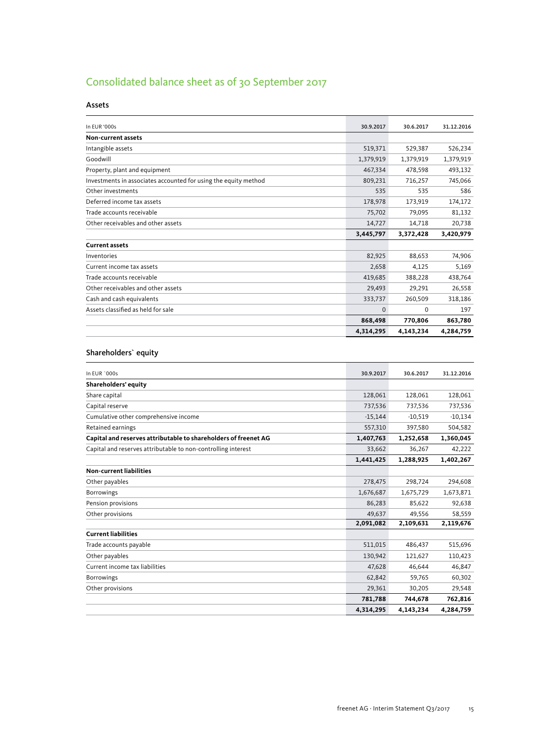# Consolidated balance sheet as of 30 September 2017

## Assets

| In EUR '000s | 30.9.2017 | 30.6.2017 | 31.12.2016 |
|---|---|---|---|
| **Non-current assets** | | | |
| Intangible assets | 519,371 | 529,387 | 526,234 |
| Goodwill | 1,379,919 | 1,379,919 | 1,379,919 |
| Property, plant and equipment | 467,334 | 478,598 | 493,132 |
| Investments in associates accounted for using the equity method | 809,231 | 716,257 | 745,066 |
| Other investments | 535 | 535 | 586 |
| Deferred income tax assets | 178,978 | 173,919 | 174,172 |
| Trade accounts receivable | 75,702 | 79,095 | 81,132 |
| Other receivables and other assets | 14,727 | 14,718 | 20,738 |
| | **3,445,797** | **3,372,428** | **3,420,979** |
| **Current assets** | | | |
| Inventories | 82,925 | 88,653 | 74,906 |
| Current income tax assets | 2,658 | 4,125 | 5,169 |
| Trade accounts receivable | 419,685 | 388,228 | 438,764 |
| Other receivables and other assets | 29,493 | 29,291 | 26,558 |
| Cash and cash equivalents | 333,737 | 260,509 | 318,186 |
| Assets classified as held for sale | 0 | 0 | 197 |
| | **868,498** | **770,806** | **863,780** |
| | **4,314,295** | **4,143,234** | **4,284,759** |

## Shareholders` equity

| In EUR `000s | 30.9.2017 | 30.6.2017 | 31.12.2016 |
|---|---|---|---|
| **Shareholders' equity** | | | |
| Share capital | 128,061 | 128,061 | 128,061 |
| Capital reserve | 737,536 | 737,536 | 737,536 |
| Cumulative other comprehensive income | -15,144 | -10,519 | -10,134 |
| Retained earnings | 557,310 | 397,580 | 504,582 |
| **Capital and reserves attributable to shareholders of freenet AG** | **1,407,763** | **1,252,658** | **1,360,045** |
| Capital and reserves attributable to non-controlling interest | 33,662 | 36,267 | 42,222 |
| | **1,441,425** | **1,288,925** | **1,402,267** |
| **Non-current liabilities** | | | |
| Other payables | 278,475 | 298,724 | 294,608 |
| Borrowings | 1,676,687 | 1,675,729 | 1,673,871 |
| Pension provisions | 86,283 | 85,622 | 92,638 |
| Other provisions | 49,637 | 49,556 | 58,559 |
| | **2,091,082** | **2,109,631** | **2,119,676** |
| **Current liabilities** | | | |
| Trade accounts payable | 511,015 | 486,437 | 515,696 |
| Other payables | 130,942 | 121,627 | 110,423 |
| Current income tax liabilities | 47,628 | 46,644 | 46,847 |
| Borrowings | 62,842 | 59,765 | 60,302 |
| Other provisions | 29,361 | 30,205 | 29,548 |
| | **781,788** | **744,678** | **762,816** |
| | **4,314,295** | **4,143,234** | **4,284,759** |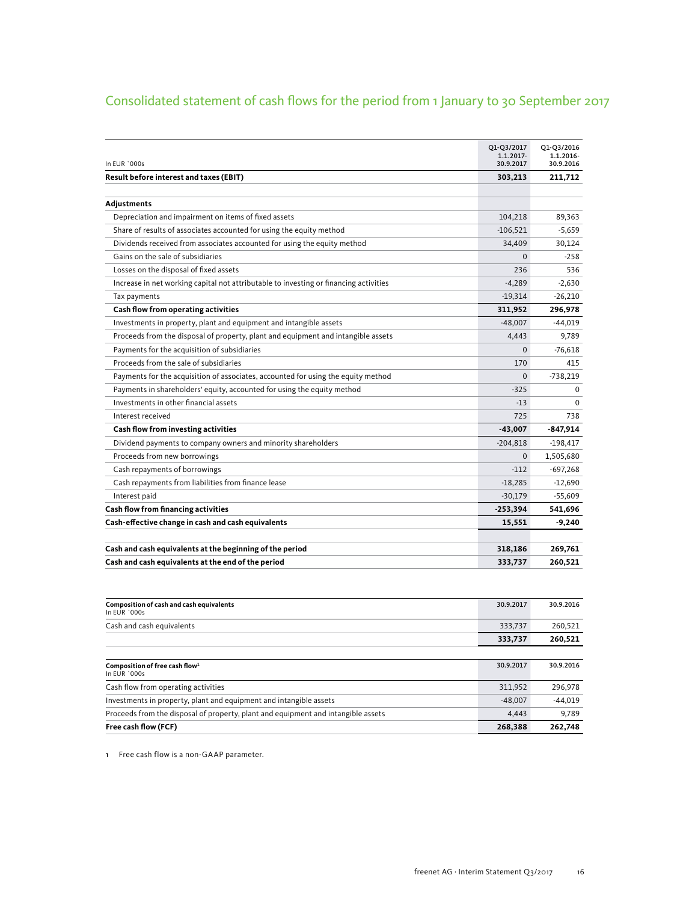# Consolidated statement of cash flows for the period from 1 January to 30 September 2017

| In EUR `000s | Q1-Q3/2017 1.1.2017-30.9.2017 | Q1-Q3/2016 1.1.2016-30.9.2016 |
|---|---|---|
| **Result before interest and taxes (EBIT)** | **303,213** | **211,712** |
| | | |
| **Adjustments** | | |
| Depreciation and impairment on items of fixed assets | 104,218 | 89,363 |
| Share of results of associates accounted for using the equity method | -106,521 | -5,659 |
| Dividends received from associates accounted for using the equity method | 34,409 | 30,124 |
| Gains on the sale of subsidiaries | 0 | -258 |
| Losses on the disposal of fixed assets | 236 | 536 |
| Increase in net working capital not attributable to investing or financing activities | -4,289 | -2,630 |
| Tax payments | -19,314 | -26,210 |
| **Cash flow from operating activities** | **311,952** | **296,978** |
| Investments in property, plant and equipment and intangible assets | -48,007 | -44,019 |
| Proceeds from the disposal of property, plant and equipment and intangible assets | 4,443 | 9,789 |
| Payments for the acquisition of subsidiaries | 0 | -76,618 |
| Proceeds from the sale of subsidiaries | 170 | 415 |
| Payments for the acquisition of associates, accounted for using the equity method | 0 | -738,219 |
| Payments in shareholders' equity, accounted for using the equity method | -325 | 0 |
| Investments in other financial assets | -13 | 0 |
| Interest received | 725 | 738 |
| **Cash flow from investing activities** | **-43,007** | **-847,914** |
| Dividend payments to company owners and minority shareholders | -204,818 | -198,417 |
| Proceeds from new borrowings | 0 | 1,505,680 |
| Cash repayments of borrowings | -112 | -697,268 |
| Cash repayments from liabilities from finance lease | -18,285 | -12,690 |
| Interest paid | -30,179 | -55,609 |
| **Cash flow from financing activities** | **-253,394** | **541,696** |
| **Cash-effective change in cash and cash equivalents** | **15,551** | **-9,240** |
| | | |
| **Cash and cash equivalents at the beginning of the period** | **318,186** | **269,761** |
| **Cash and cash equivalents at the end of the period** | **333,737** | **260,521** |

| **Composition of cash and cash equivalents** In EUR `000s | 30.9.2017 | 30.9.2016 |
|---|---|---|
| Cash and cash equivalents | 333,737 | 260,521 |
| | **333,737** | **260,521** |

| **Composition of free cash flow**[1] In EUR `000s | 30.9.2017 | 30.9.2016 |
|---|---|---|
| Cash flow from operating activities | 311,952 | 296,978 |
| Investments in property, plant and equipment and intangible assets | -48,007 | -44,019 |
| Proceeds from the disposal of property, plant and equipment and intangible assets | 4,443 | 9,789 |
| **Free cash flow (FCF)** | **268,388** | **262,748** |

1 Free cash flow is a non-GAAP parameter.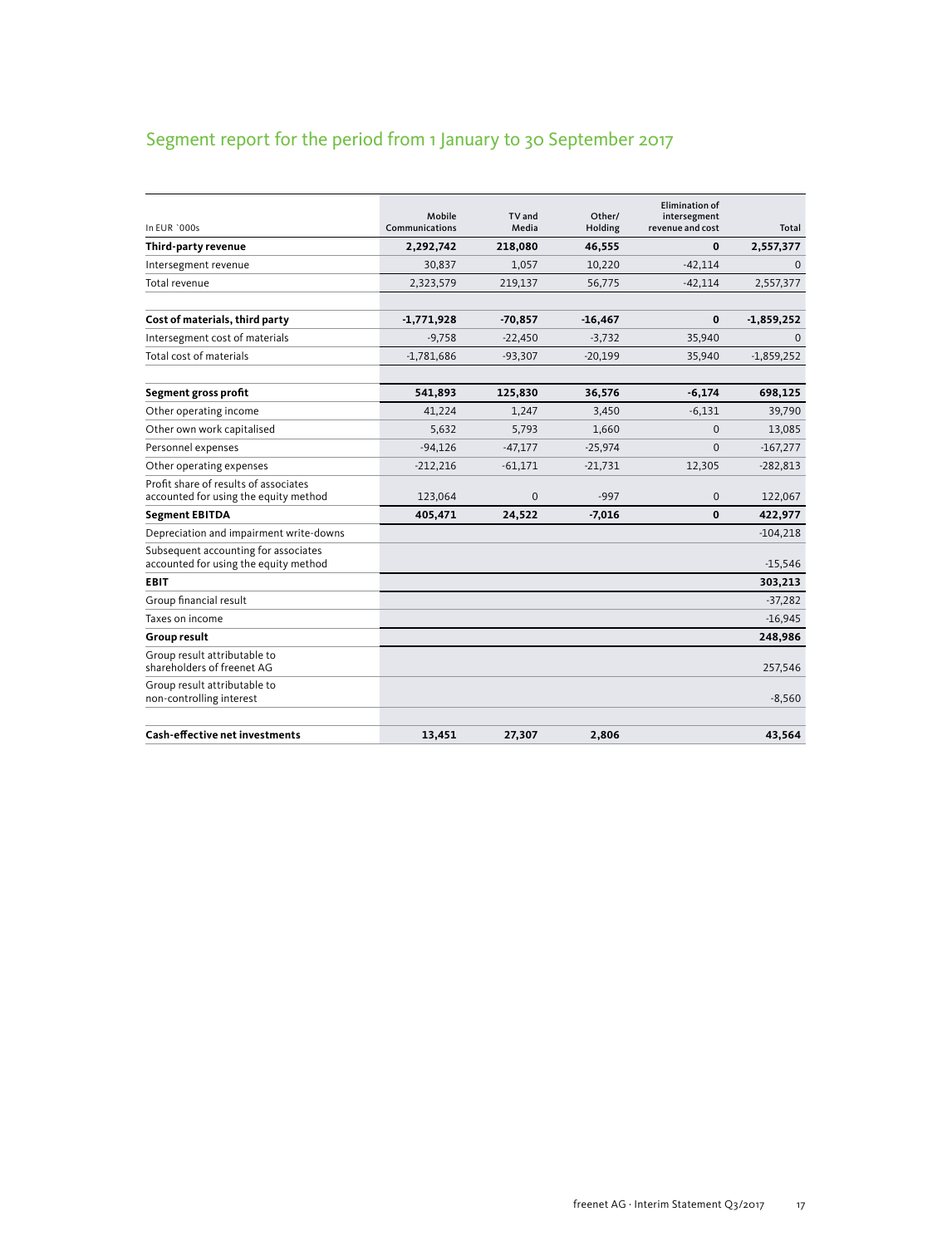## Segment report for the period from 1 January to 30 September 2017

| In EUR `000s | Mobile Communications | TV and Media | Other/ Holding | Elimination of intersegment revenue and cost | Total |
|---|---|---|---|---|---|
| **Third-party revenue** | **2,292,742** | **218,080** | **46,555** | **0** | **2,557,377** |
| Intersegment revenue | 30,837 | 1,057 | 10,220 | -42,114 | 0 |
| Total revenue | 2,323,579 | 219,137 | 56,775 | -42,114 | 2,557,377 |
| | | | | | |
| **Cost of materials, third party** | **-1,771,928** | **-70,857** | **-16,467** | **0** | **-1,859,252** |
| Intersegment cost of materials | -9,758 | -22,450 | -3,732 | 35,940 | 0 |
| Total cost of materials | -1,781,686 | -93,307 | -20,199 | 35,940 | -1,859,252 |
| | | | | | |
| **Segment gross profit** | **541,893** | **125,830** | **36,576** | **-6,174** | **698,125** |
| Other operating income | 41,224 | 1,247 | 3,450 | -6,131 | 39,790 |
| Other own work capitalised | 5,632 | 5,793 | 1,660 | 0 | 13,085 |
| Personnel expenses | -94,126 | -47,177 | -25,974 | 0 | -167,277 |
| Other operating expenses | -212,216 | -61,171 | -21,731 | 12,305 | -282,813 |
| Profit share of results of associates accounted for using the equity method | 123,064 | 0 | -997 | 0 | 122,067 |
| **Segment EBITDA** | **405,471** | **24,522** | **-7,016** | **0** | **422,977** |
| Depreciation and impairment write-downs | | | | | -104,218 |
| Subsequent accounting for associates accounted for using the equity method | | | | | -15,546 |
| **EBIT** | | | | | **303,213** |
| Group financial result | | | | | -37,282 |
| Taxes on income | | | | | -16,945 |
| **Group result** | | | | | **248,986** |
| Group result attributable to shareholders of freenet AG | | | | | 257,546 |
| Group result attributable to non-controlling interest | | | | | -8,560 |
| | | | | | |
| **Cash-effective net investments** | **13,451** | **27,307** | **2,806** | | **43,564** |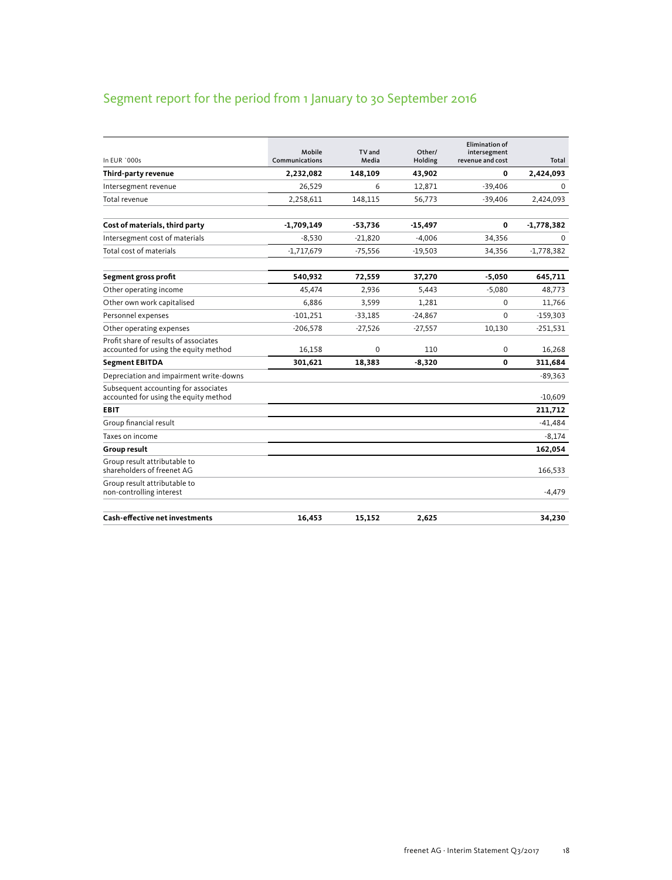# Segment report for the period from 1 January to 30 September 2016

| In EUR `000s | Mobile Communications | TV and Media | Other/ Holding | Elimination of intersegment revenue and cost | Total |
|---|---|---|---|---|---|
| **Third-party revenue** | **2,232,082** | **148,109** | **43,902** | **0** | **2,424,093** |
| Intersegment revenue | 26,529 | 6 | 12,871 | -39,406 | 0 |
| Total revenue | 2,258,611 | 148,115 | 56,773 | -39,406 | 2,424,093 |
| | | | | | |
| **Cost of materials, third party** | **-1,709,149** | **-53,736** | **-15,497** | **0** | **-1,778,382** |
| Intersegment cost of materials | -8,530 | -21,820 | -4,006 | 34,356 | 0 |
| Total cost of materials | -1,717,679 | -75,556 | -19,503 | 34,356 | -1,778,382 |
| | | | | | |
| **Segment gross profit** | **540,932** | **72,559** | **37,270** | **-5,050** | **645,711** |
| Other operating income | 45,474 | 2,936 | 5,443 | -5,080 | 48,773 |
| Other own work capitalised | 6,886 | 3,599 | 1,281 | 0 | 11,766 |
| Personnel expenses | -101,251 | -33,185 | -24,867 | 0 | -159,303 |
| Other operating expenses | -206,578 | -27,526 | -27,557 | 10,130 | -251,531 |
| Profit share of results of associates accounted for using the equity method | 16,158 | 0 | 110 | 0 | 16,268 |
| **Segment EBITDA** | **301,621** | **18,383** | **-8,320** | **0** | **311,684** |
| Depreciation and impairment write-downs | | | | | -89,363 |
| Subsequent accounting for associates accounted for using the equity method | | | | | -10,609 |
| **EBIT** | | | | | **211,712** |
| Group financial result | | | | | -41,484 |
| Taxes on income | | | | | -8,174 |
| **Group result** | | | | | **162,054** |
| Group result attributable to shareholders of freenet AG | | | | | 166,533 |
| Group result attributable to non-controlling interest | | | | | -4,479 |
| | | | | | |
| **Cash-effective net investments** | **16,453** | **15,152** | **2,625** | | **34,230** |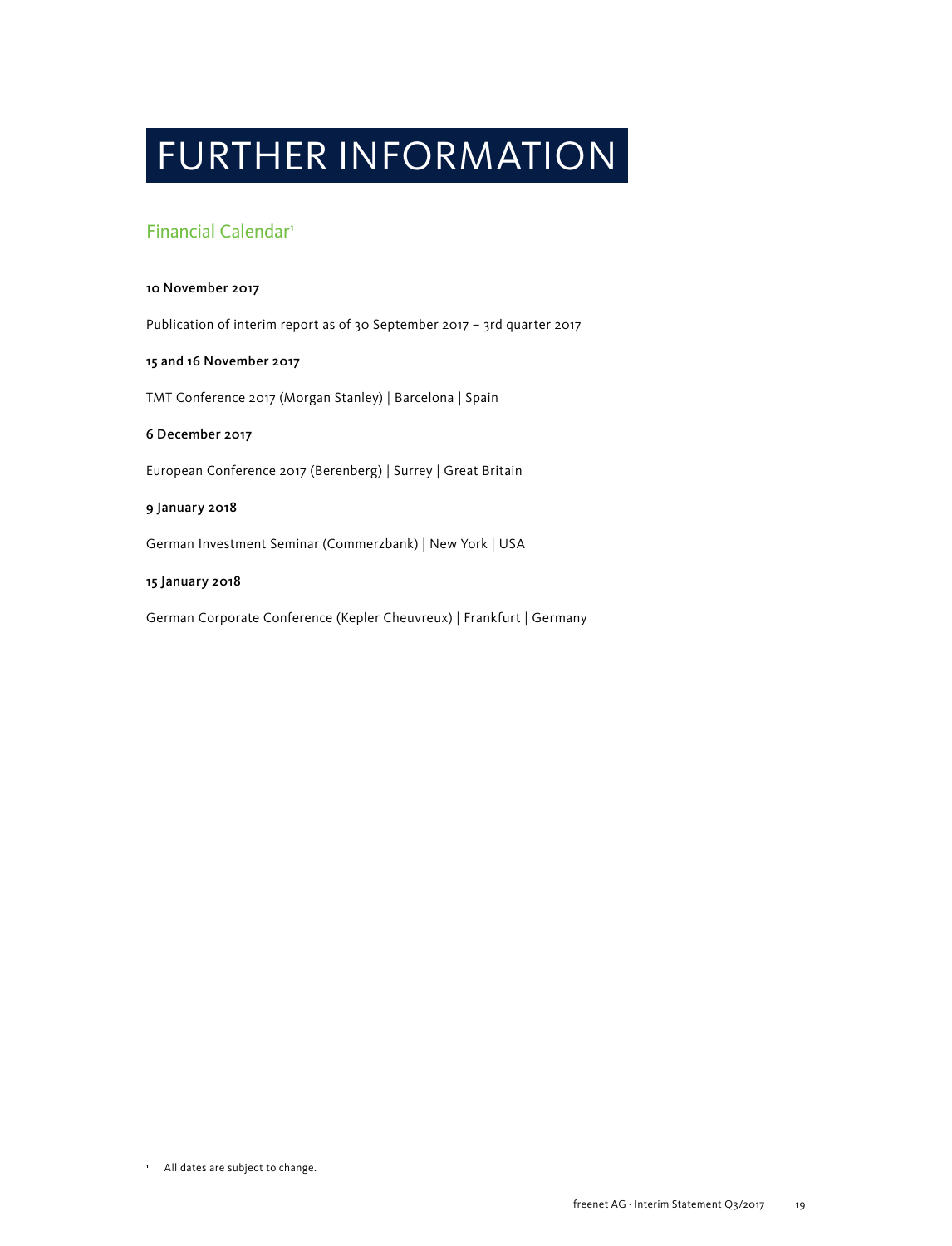# FURTHER INFORMATION

## Financial Calendar[1]

**10 November 2017**

Publication of interim report as of 30 September 2017 – 3rd quarter 2017

**15 and 16 November 2017**

TMT Conference 2017 (Morgan Stanley) | Barcelona | Spain

**6 December 2017**

European Conference 2017 (Berenberg) | Surrey | Great Britain

**9 January 2018**

German Investment Seminar (Commerzbank) | New York | USA

**15 January 2018**

German Corporate Conference (Kepler Cheuvreux) | Frankfurt | Germany

[1] All dates are subject to change.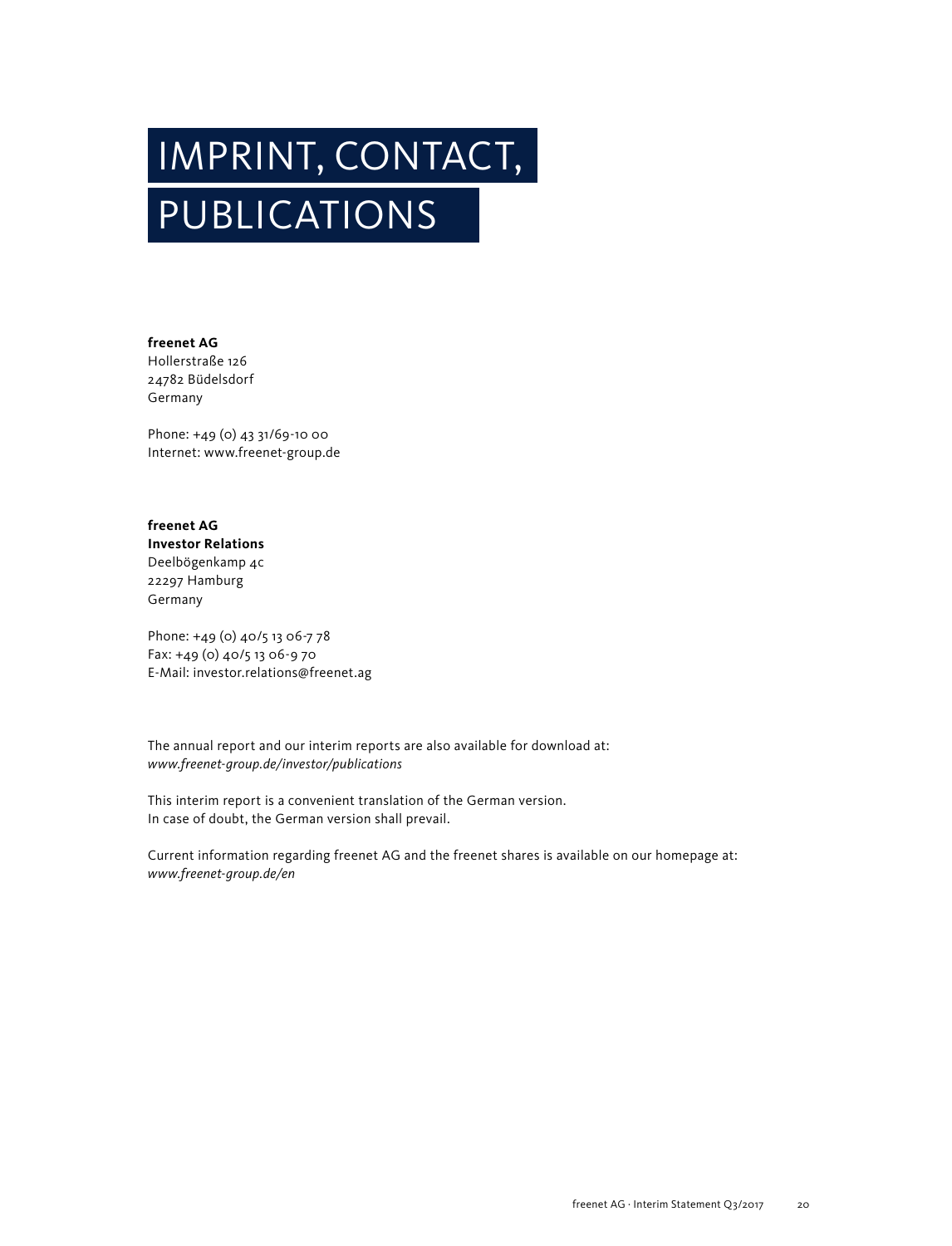# IMPRINT, CONTACT, PUBLICATIONS

**freenet AG**
Hollerstraße 126
24782 Büdelsdorf
Germany

Phone: +49 (0) 43 31/69-10 00
Internet: www.freenet-group.de

**freenet AG**
**Investor Relations**
Deelbögenkamp 4c
22297 Hamburg
Germany

Phone: +49 (0) 40/5 13 06-7 78
Fax: +49 (0) 40/5 13 06-9 70
E-Mail: investor.relations@freenet.ag

The annual report and our interim reports are also available for download at:
*www.freenet-group.de/investor/publications*

This interim report is a convenient translation of the German version.
In case of doubt, the German version shall prevail.

Current information regarding freenet AG and the freenet shares is available on our homepage at:
*www.freenet-group.de/en*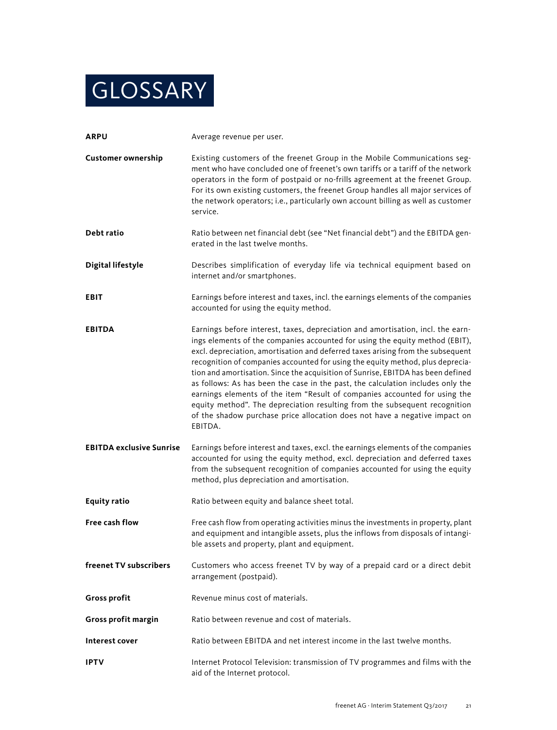# GLOSSARY

**ARPU**
Average revenue per user.

**Customer ownership**
Existing customers of the freenet Group in the Mobile Communications segment who have concluded one of freenet's own tariffs or a tariff of the network operators in the form of postpaid or no-frills agreement at the freenet Group. For its own existing customers, the freenet Group handles all major services of the network operators; i.e., particularly own account billing as well as customer service.

**Debt ratio**
Ratio between net financial debt (see "Net financial debt") and the EBITDA generated in the last twelve months.

**Digital lifestyle**
Describes simplification of everyday life via technical equipment based on internet and/or smartphones.

**EBIT**
Earnings before interest and taxes, incl. the earnings elements of the companies accounted for using the equity method.

**EBITDA**
Earnings before interest, taxes, depreciation and amortisation, incl. the earnings elements of the companies accounted for using the equity method (EBIT), excl. depreciation, amortisation and deferred taxes arising from the subsequent recognition of companies accounted for using the equity method, plus depreciation and amortisation. Since the acquisition of Sunrise, EBITDA has been defined as follows: As has been the case in the past, the calculation includes only the earnings elements of the item "Result of companies accounted for using the equity method". The depreciation resulting from the subsequent recognition of the shadow purchase price allocation does not have a negative impact on EBITDA.

**EBITDA exclusive Sunrise**
Earnings before interest and taxes, excl. the earnings elements of the companies accounted for using the equity method, excl. depreciation and deferred taxes from the subsequent recognition of companies accounted for using the equity method, plus depreciation and amortisation.

**Equity ratio**
Ratio between equity and balance sheet total.

**Free cash flow**
Free cash flow from operating activities minus the investments in property, plant and equipment and intangible assets, plus the inflows from disposals of intangible assets and property, plant and equipment.

**freenet TV subscribers**
Customers who access freenet TV by way of a prepaid card or a direct debit arrangement (postpaid).

**Gross profit**
Revenue minus cost of materials.

**Gross profit margin**
Ratio between revenue and cost of materials.

**Interest cover**
Ratio between EBITDA and net interest income in the last twelve months.

**IPTV**
Internet Protocol Television: transmission of TV programmes and films with the aid of the Internet protocol.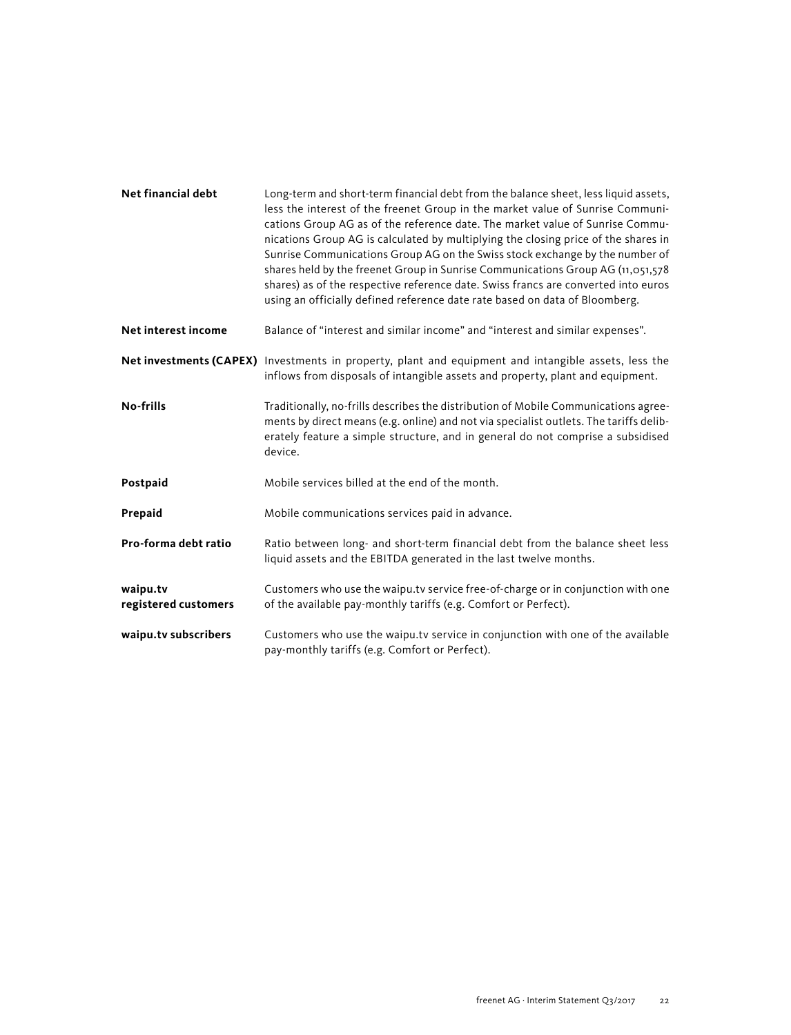**Net financial debt**
Long-term and short-term financial debt from the balance sheet, less liquid assets, less the interest of the freenet Group in the market value of Sunrise Communications Group AG as of the reference date. The market value of Sunrise Communications Group AG is calculated by multiplying the closing price of the shares in Sunrise Communications Group AG on the Swiss stock exchange by the number of shares held by the freenet Group in Sunrise Communications Group AG (11,051,578 shares) as of the respective reference date. Swiss francs are converted into euros using an officially defined reference date rate based on data of Bloomberg.

**Net interest income**
Balance of "interest and similar income" and "interest and similar expenses".

**Net investments (CAPEX)**
Investments in property, plant and equipment and intangible assets, less the inflows from disposals of intangible assets and property, plant and equipment.

**No-frills**
Traditionally, no-frills describes the distribution of Mobile Communications agreements by direct means (e.g. online) and not via specialist outlets. The tariffs deliberately feature a simple structure, and in general do not comprise a subsidised device.

**Postpaid**
Mobile services billed at the end of the month.

**Prepaid**
Mobile communications services paid in advance.

**Pro-forma debt ratio**
Ratio between long- and short-term financial debt from the balance sheet less liquid assets and the EBITDA generated in the last twelve months.

**waipu.tv registered customers**
Customers who use the waipu.tv service free-of-charge or in conjunction with one of the available pay-monthly tariffs (e.g. Comfort or Perfect).

**waipu.tv subscribers**
Customers who use the waipu.tv service in conjunction with one of the available pay-monthly tariffs (e.g. Comfort or Perfect).